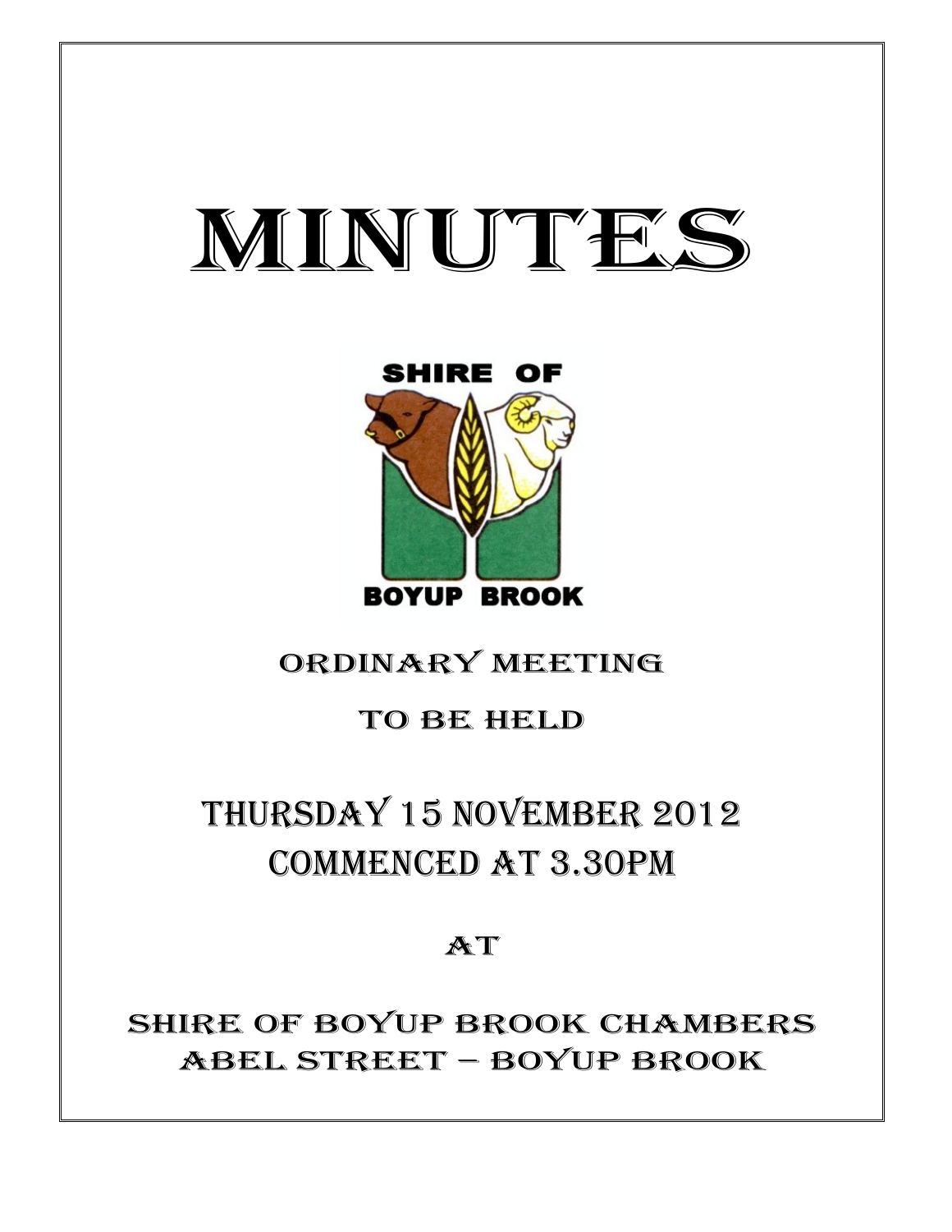# MINUTES

SHIRE OF

BOYUP BROOK

ORDINARY MEETING

TO BE HELD

## THURSDAY 15 NOVEMBER 2012
## COMMENCED AT 3.30PM

AT

SHIRE OF BOYUP BROOK CHAMBERS
ABEL STREET – BOYUP BROOK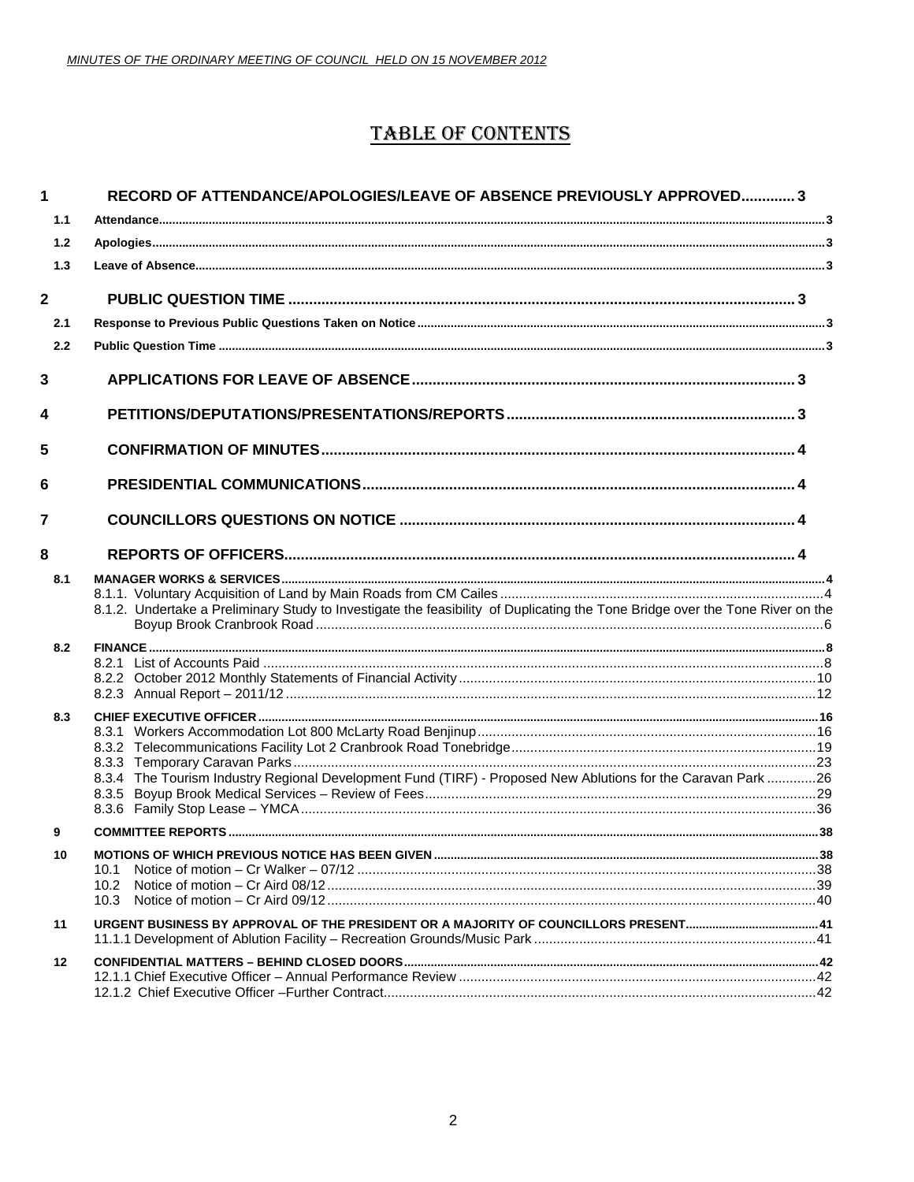# TABLE OF CONTENTS

| | | |
|---|---|---|
| **1** | **RECORD OF ATTENDANCE/APOLOGIES/LEAVE OF ABSENCE PREVIOUSLY APPROVED** | **3** |
| 1.1 | Attendance | 3 |
| 1.2 | Apologies | 3 |
| 1.3 | Leave of Absence | 3 |
| **2** | **PUBLIC QUESTION TIME** | **3** |
| 2.1 | Response to Previous Public Questions Taken on Notice | 3 |
| 2.2 | Public Question Time | 3 |
| **3** | **APPLICATIONS FOR LEAVE OF ABSENCE** | **3** |
| **4** | **PETITIONS/DEPUTATIONS/PRESENTATIONS/REPORTS** | **3** |
| **5** | **CONFIRMATION OF MINUTES** | **4** |
| **6** | **PRESIDENTIAL COMMUNICATIONS** | **4** |
| **7** | **COUNCILLORS QUESTIONS ON NOTICE** | **4** |
| **8** | **REPORTS OF OFFICERS** | **4** |
| 8.1 | MANAGER WORKS & SERVICES | 4 |
| | 8.1.1. Voluntary Acquisition of Land by Main Roads from CM Cailes | 4 |
| | 8.1.2. Undertake a Preliminary Study to Investigate the feasibility of Duplicating the Tone Bridge over the Tone River on the Boyup Brook Cranbrook Road | 6 |
| 8.2 | FINANCE | 8 |
| | 8.2.1 List of Accounts Paid | 8 |
| | 8.2.2 October 2012 Monthly Statements of Financial Activity | 10 |
| | 8.2.3 Annual Report – 2011/12 | 12 |
| 8.3 | CHIEF EXECUTIVE OFFICER | 16 |
| | 8.3.1 Workers Accommodation Lot 800 McLarty Road Benjinup | 16 |
| | 8.3.2 Telecommunications Facility Lot 2 Cranbrook Road Tonebridge | 19 |
| | 8.3.3 Temporary Caravan Parks | 23 |
| | 8.3.4 The Tourism Industry Regional Development Fund (TIRF) - Proposed New Ablutions for the Caravan Park | 26 |
| | 8.3.5 Boyup Brook Medical Services – Review of Fees | 29 |
| | 8.3.6 Family Stop Lease – YMCA | 36 |
| 9 | COMMITTEE REPORTS | 38 |
| 10 | MOTIONS OF WHICH PREVIOUS NOTICE HAS BEEN GIVEN | 38 |
| | 10.1 Notice of motion – Cr Walker – 07/12 | 38 |
| | 10.2 Notice of motion – Cr Aird 08/12 | 39 |
| | 10.3 Notice of motion – Cr Aird 09/12 | 40 |
| 11 | URGENT BUSINESS BY APPROVAL OF THE PRESIDENT OR A MAJORITY OF COUNCILLORS PRESENT | 41 |
| | 11.1.1 Development of Ablution Facility – Recreation Grounds/Music Park | 41 |
| 12 | CONFIDENTIAL MATTERS – BEHIND CLOSED DOORS | 42 |
| | 12.1.1 Chief Executive Officer – Annual Performance Review | 42 |
| | 12.1.2 Chief Executive Officer –Further Contract | 42 |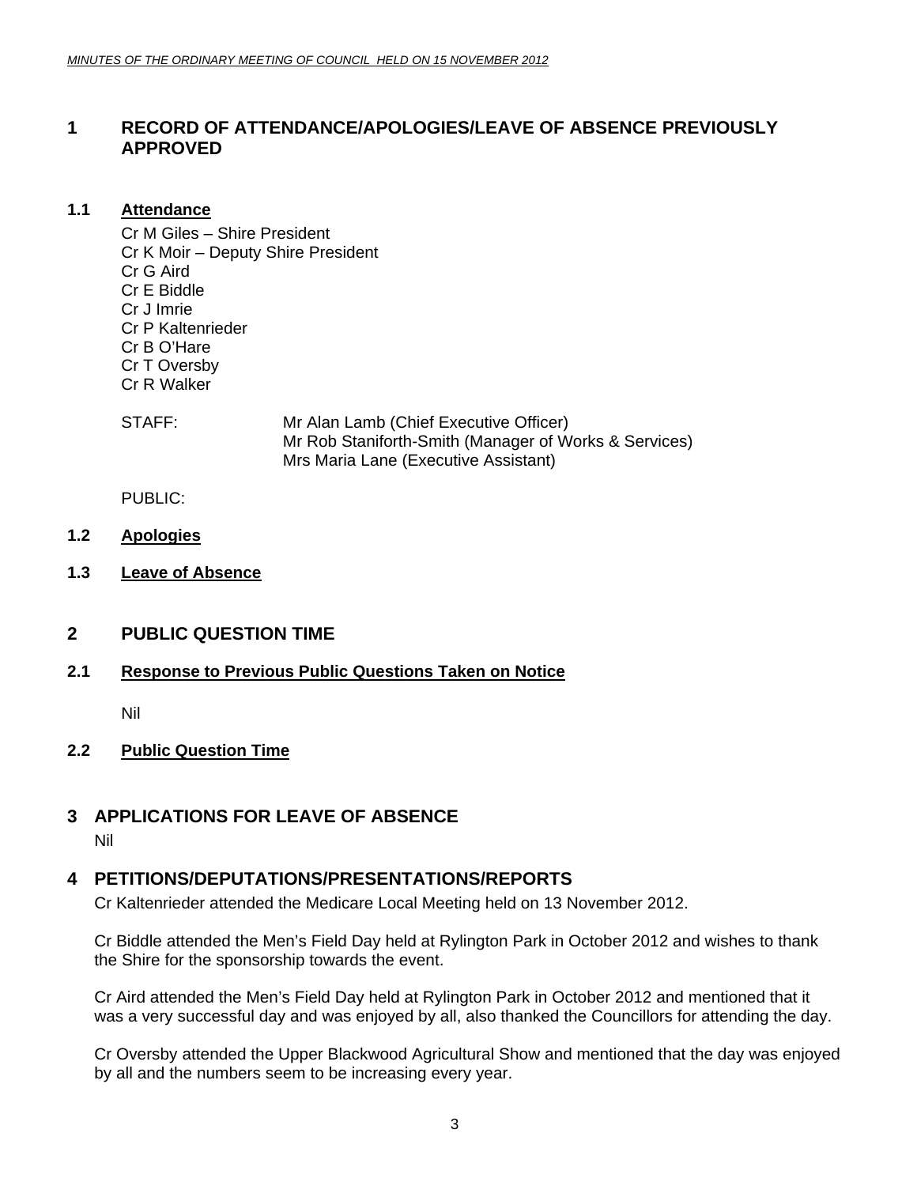## 1 RECORD OF ATTENDANCE/APOLOGIES/LEAVE OF ABSENCE PREVIOUSLY APPROVED

### 1.1 Attendance

Cr M Giles – Shire President
Cr K Moir – Deputy Shire President
Cr G Aird
Cr E Biddle
Cr J Imrie
Cr P Kaltenrieder
Cr B O'Hare
Cr T Oversby
Cr R Walker

STAFF: Mr Alan Lamb (Chief Executive Officer)
Mr Rob Staniforth-Smith (Manager of Works & Services)
Mrs Maria Lane (Executive Assistant)

PUBLIC:

### 1.2 Apologies

### 1.3 Leave of Absence

## 2 PUBLIC QUESTION TIME

### 2.1 Response to Previous Public Questions Taken on Notice

Nil

### 2.2 Public Question Time

## 3 APPLICATIONS FOR LEAVE OF ABSENCE

Nil

## 4 PETITIONS/DEPUTATIONS/PRESENTATIONS/REPORTS

Cr Kaltenrieder attended the Medicare Local Meeting held on 13 November 2012.

Cr Biddle attended the Men's Field Day held at Rylington Park in October 2012 and wishes to thank the Shire for the sponsorship towards the event.

Cr Aird attended the Men's Field Day held at Rylington Park in October 2012 and mentioned that it was a very successful day and was enjoyed by all, also thanked the Councillors for attending the day.

Cr Oversby attended the Upper Blackwood Agricultural Show and mentioned that the day was enjoyed by all and the numbers seem to be increasing every year.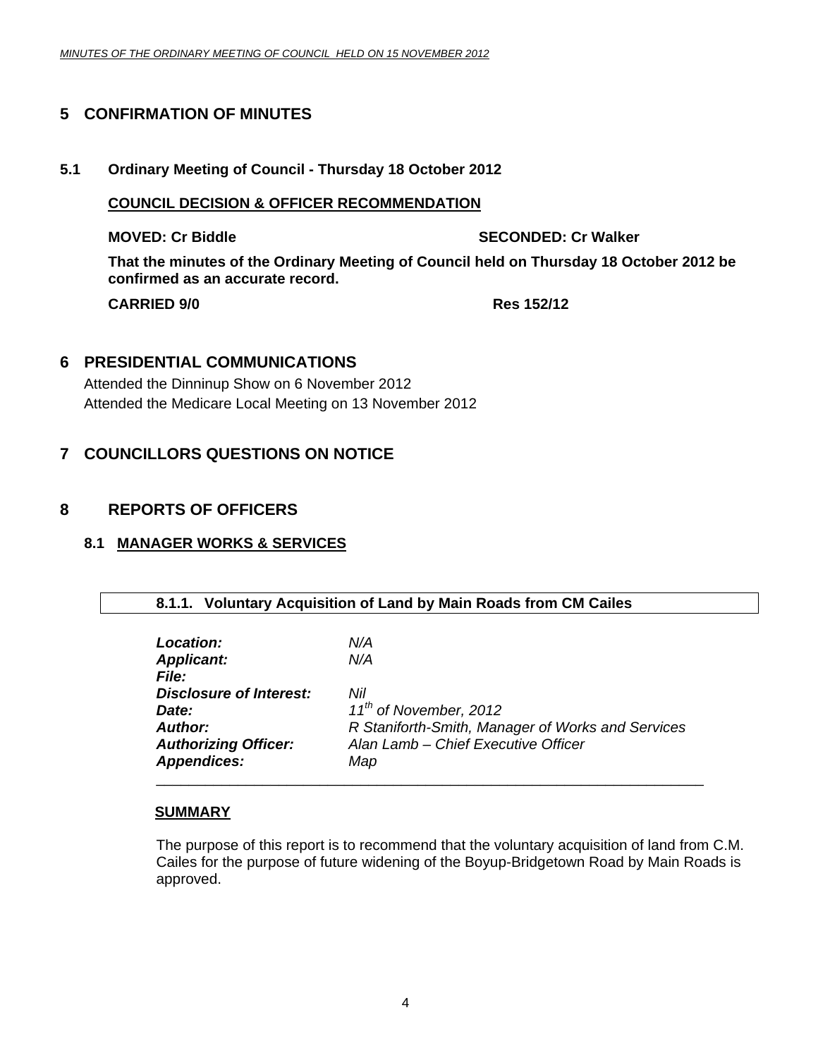# 5 CONFIRMATION OF MINUTES

## 5.1 Ordinary Meeting of Council - Thursday 18 October 2012

**COUNCIL DECISION & OFFICER RECOMMENDATION**

**MOVED: Cr Biddle SECONDED: Cr Walker**

**That the minutes of the Ordinary Meeting of Council held on Thursday 18 October 2012 be confirmed as an accurate record.**

**CARRIED 9/0 Res 152/12**

# 6 PRESIDENTIAL COMMUNICATIONS

Attended the Dinninup Show on 6 November 2012
Attended the Medicare Local Meeting on 13 November 2012

# 7 COUNCILLORS QUESTIONS ON NOTICE

# 8 REPORTS OF OFFICERS

## 8.1 MANAGER WORKS & SERVICES

### 8.1.1. Voluntary Acquisition of Land by Main Roads from CM Cailes

| | |
|---|---|
| ***Location:*** | *N/A* |
| ***Applicant:*** | *N/A* |
| ***File:*** | |
| ***Disclosure of Interest:*** | *Nil* |
| ***Date:*** | *11th of November, 2012* |
| ***Author:*** | *R Staniforth-Smith, Manager of Works and Services* |
| ***Authorizing Officer:*** | *Alan Lamb – Chief Executive Officer* |
| ***Appendices:*** | *Map* |

**SUMMARY**

The purpose of this report is to recommend that the voluntary acquisition of land from C.M. Cailes for the purpose of future widening of the Boyup-Bridgetown Road by Main Roads is approved.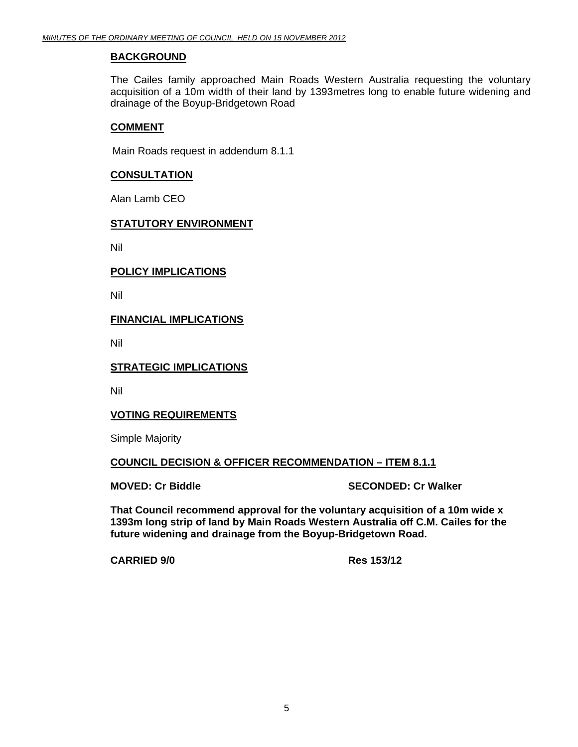**BACKGROUND**

The Cailes family approached Main Roads Western Australia requesting the voluntary acquisition of a 10m width of their land by 1393metres long to enable future widening and drainage of the Boyup-Bridgetown Road

**COMMENT**

Main Roads request in addendum 8.1.1

**CONSULTATION**

Alan Lamb CEO

**STATUTORY ENVIRONMENT**

Nil

**POLICY IMPLICATIONS**

Nil

**FINANCIAL IMPLICATIONS**

Nil

**STRATEGIC IMPLICATIONS**

Nil

**VOTING REQUIREMENTS**

Simple Majority

**COUNCIL DECISION & OFFICER RECOMMENDATION – ITEM 8.1.1**

**MOVED: Cr Biddle** **SECONDED: Cr Walker**

**That Council recommend approval for the voluntary acquisition of a 10m wide x 1393m long strip of land by Main Roads Western Australia off C.M. Cailes for the future widening and drainage from the Boyup-Bridgetown Road.**

**CARRIED 9/0** **Res 153/12**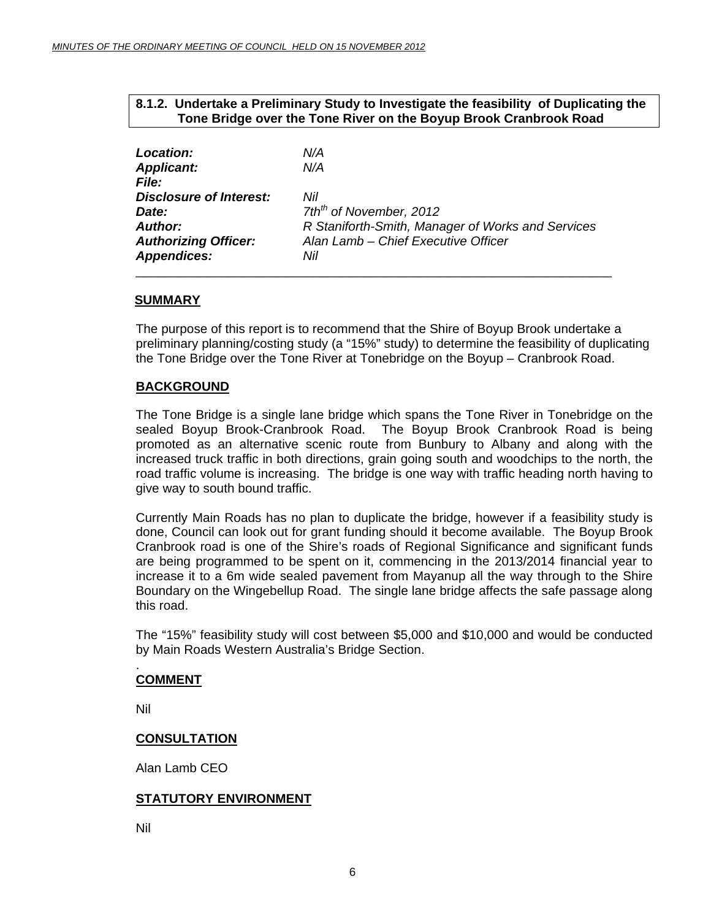## 8.1.2. Undertake a Preliminary Study to Investigate the feasibility of Duplicating the Tone Bridge over the Tone River on the Boyup Brook Cranbrook Road

| | |
|---|---|
| ***Location:*** | *N/A* |
| ***Applicant:*** | *N/A* |
| ***File:*** | |
| ***Disclosure of Interest:*** | *Nil* |
| ***Date:*** | *7th of November, 2012* |
| ***Author:*** | *R Staniforth-Smith, Manager of Works and Services* |
| ***Authorizing Officer:*** | *Alan Lamb – Chief Executive Officer* |
| ***Appendices:*** | *Nil* |

### SUMMARY

The purpose of this report is to recommend that the Shire of Boyup Brook undertake a preliminary planning/costing study (a "15%" study) to determine the feasibility of duplicating the Tone Bridge over the Tone River at Tonebridge on the Boyup – Cranbrook Road.

### BACKGROUND

The Tone Bridge is a single lane bridge which spans the Tone River in Tonebridge on the sealed Boyup Brook-Cranbrook Road. The Boyup Brook Cranbrook Road is being promoted as an alternative scenic route from Bunbury to Albany and along with the increased truck traffic in both directions, grain going south and woodchips to the north, the road traffic volume is increasing. The bridge is one way with traffic heading north having to give way to south bound traffic.

Currently Main Roads has no plan to duplicate the bridge, however if a feasibility study is done, Council can look out for grant funding should it become available. The Boyup Brook Cranbrook road is one of the Shire's roads of Regional Significance and significant funds are being programmed to be spent on it, commencing in the 2013/2014 financial year to increase it to a 6m wide sealed pavement from Mayanup all the way through to the Shire Boundary on the Wingebellup Road. The single lane bridge affects the safe passage along this road.

The "15%" feasibility study will cost between $5,000 and $10,000 and would be conducted by Main Roads Western Australia's Bridge Section.

.

### COMMENT

Nil

### CONSULTATION

Alan Lamb CEO

### STATUTORY ENVIRONMENT

Nil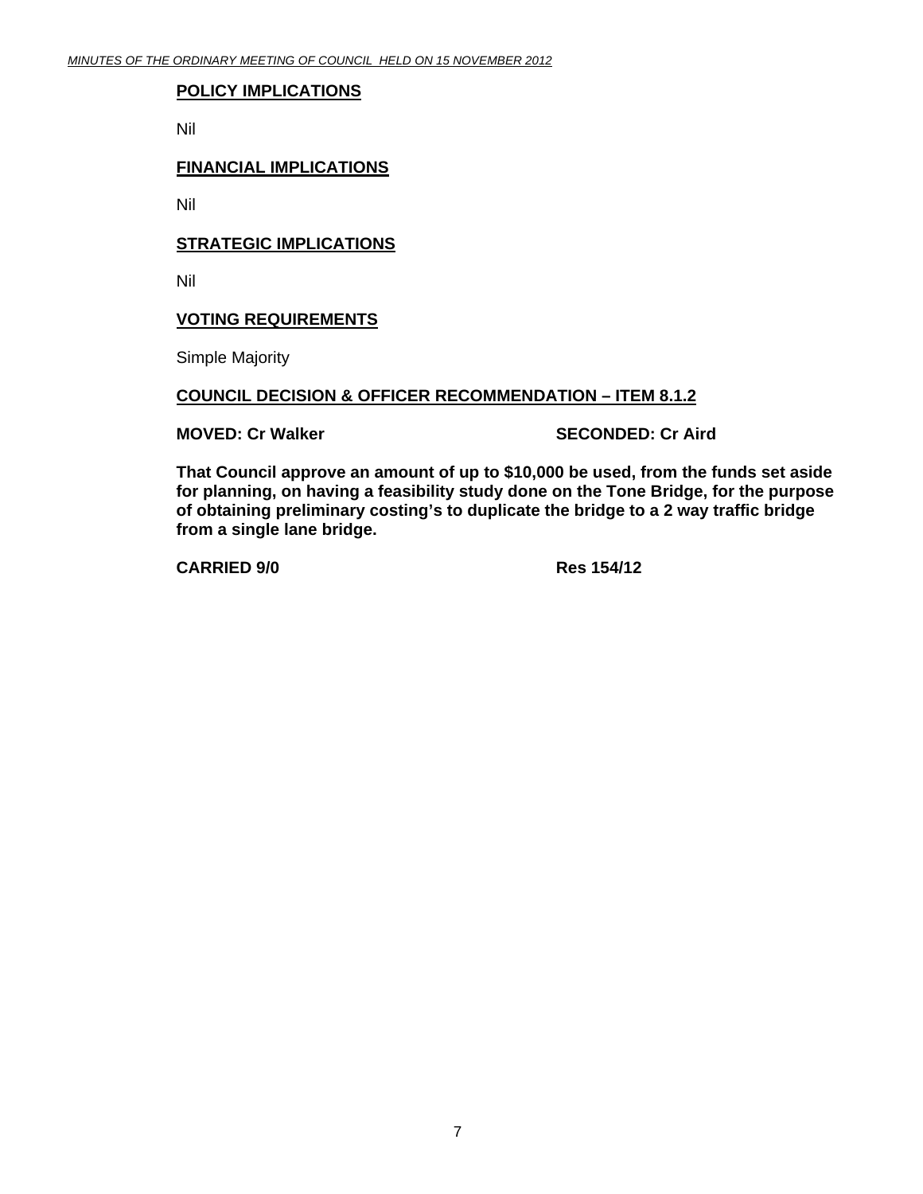## POLICY IMPLICATIONS

Nil

## FINANCIAL IMPLICATIONS

Nil

## STRATEGIC IMPLICATIONS

Nil

## VOTING REQUIREMENTS

Simple Majority

## COUNCIL DECISION & OFFICER RECOMMENDATION – ITEM 8.1.2

**MOVED: Cr Walker** **SECONDED: Cr Aird**

**That Council approve an amount of up to $10,000 be used, from the funds set aside for planning, on having a feasibility study done on the Tone Bridge, for the purpose of obtaining preliminary costing's to duplicate the bridge to a 2 way traffic bridge from a single lane bridge.**

**CARRIED 9/0** **Res 154/12**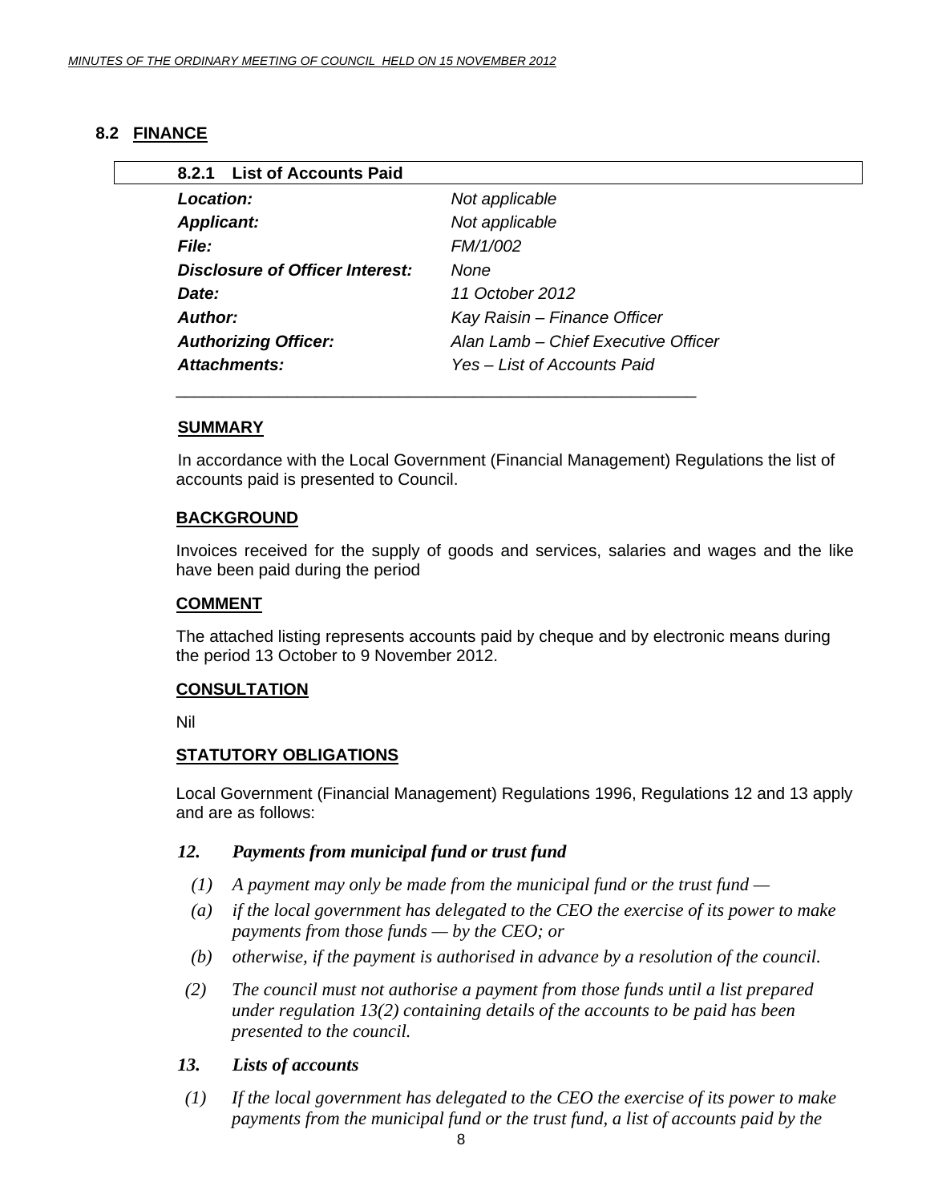## 8.2 FINANCE

### 8.2.1 List of Accounts Paid

| | |
|---|---|
| ***Location:*** | *Not applicable* |
| ***Applicant:*** | *Not applicable* |
| ***File:*** | *FM/1/002* |
| ***Disclosure of Officer Interest:*** | *None* |
| ***Date:*** | *11 October 2012* |
| ***Author:*** | *Kay Raisin – Finance Officer* |
| ***Authorizing Officer:*** | *Alan Lamb – Chief Executive Officer* |
| ***Attachments:*** | *Yes – List of Accounts Paid* |

**SUMMARY**

In accordance with the Local Government (Financial Management) Regulations the list of accounts paid is presented to Council.

**BACKGROUND**

Invoices received for the supply of goods and services, salaries and wages and the like have been paid during the period

**COMMENT**

The attached listing represents accounts paid by cheque and by electronic means during the period 13 October to 9 November 2012.

**CONSULTATION**

Nil

**STATUTORY OBLIGATIONS**

Local Government (Financial Management) Regulations 1996, Regulations 12 and 13 apply and are as follows:

***12. Payments from municipal fund or trust fund***

*(1) A payment may only be made from the municipal fund or the trust fund —*

*(a) if the local government has delegated to the CEO the exercise of its power to make payments from those funds — by the CEO; or*

*(b) otherwise, if the payment is authorised in advance by a resolution of the council.*

*(2) The council must not authorise a payment from those funds until a list prepared under regulation 13(2) containing details of the accounts to be paid has been presented to the council.*

***13. Lists of accounts***

*(1) If the local government has delegated to the CEO the exercise of its power to make payments from the municipal fund or the trust fund, a list of accounts paid by the*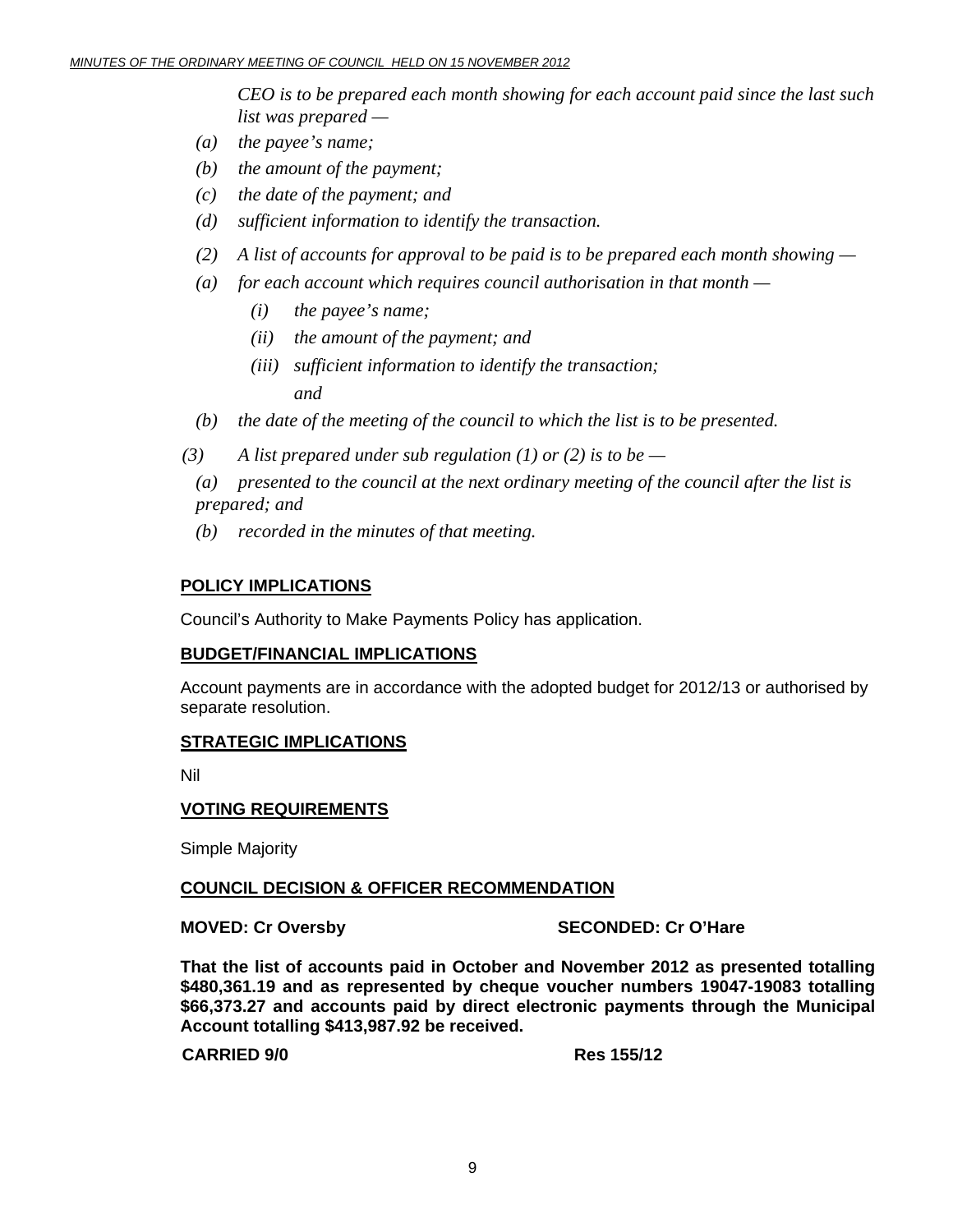*CEO is to be prepared each month showing for each account paid since the last such list was prepared —*

*(a) the payee's name;*

*(b) the amount of the payment;*

*(c) the date of the payment; and*

*(d) sufficient information to identify the transaction.*

*(2) A list of accounts for approval to be paid is to be prepared each month showing —*

*(a) for each account which requires council authorisation in that month —*

*(i) the payee's name;*

*(ii) the amount of the payment; and*

*(iii) sufficient information to identify the transaction; and*

*(b) the date of the meeting of the council to which the list is to be presented.*

*(3) A list prepared under sub regulation (1) or (2) is to be —*

*(a) presented to the council at the next ordinary meeting of the council after the list is prepared; and*

*(b) recorded in the minutes of that meeting.*

## POLICY IMPLICATIONS

Council's Authority to Make Payments Policy has application.

## BUDGET/FINANCIAL IMPLICATIONS

Account payments are in accordance with the adopted budget for 2012/13 or authorised by separate resolution.

## STRATEGIC IMPLICATIONS

Nil

## VOTING REQUIREMENTS

Simple Majority

## COUNCIL DECISION & OFFICER RECOMMENDATION

**MOVED: Cr Oversby** **SECONDED: Cr O'Hare**

**That the list of accounts paid in October and November 2012 as presented totalling \$480,361.19 and as represented by cheque voucher numbers 19047-19083 totalling \$66,373.27 and accounts paid by direct electronic payments through the Municipal Account totalling \$413,987.92 be received.**

**CARRIED 9/0** **Res 155/12**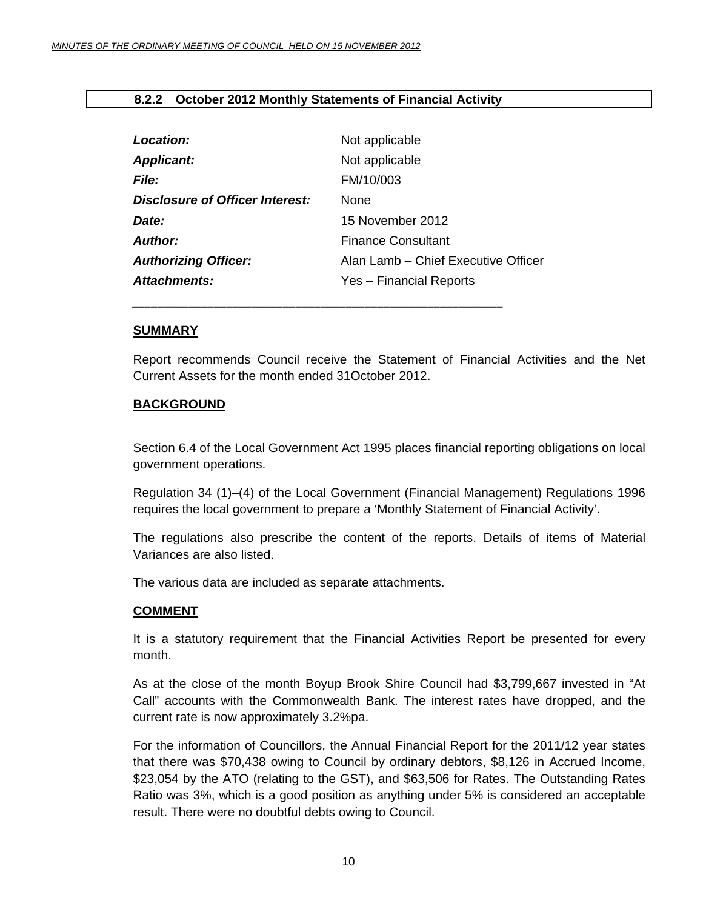### 8.2.2 October 2012 Monthly Statements of Financial Activity

| | |
|---|---|
| ***Location:*** | Not applicable |
| ***Applicant:*** | Not applicable |
| ***File:*** | FM/10/003 |
| ***Disclosure of Officer Interest:*** | None |
| ***Date:*** | 15 November 2012 |
| ***Author:*** | Finance Consultant |
| ***Authorizing Officer:*** | Alan Lamb – Chief Executive Officer |
| ***Attachments:*** | Yes – Financial Reports |

---

**SUMMARY**

Report recommends Council receive the Statement of Financial Activities and the Net Current Assets for the month ended 31October 2012.

**BACKGROUND**

Section 6.4 of the Local Government Act 1995 places financial reporting obligations on local government operations.

Regulation 34 (1)–(4) of the Local Government (Financial Management) Regulations 1996 requires the local government to prepare a 'Monthly Statement of Financial Activity'.

The regulations also prescribe the content of the reports. Details of items of Material Variances are also listed.

The various data are included as separate attachments.

**COMMENT**

It is a statutory requirement that the Financial Activities Report be presented for every month.

As at the close of the month Boyup Brook Shire Council had $3,799,667 invested in "At Call" accounts with the Commonwealth Bank. The interest rates have dropped, and the current rate is now approximately 3.2%pa.

For the information of Councillors, the Annual Financial Report for the 2011/12 year states that there was $70,438 owing to Council by ordinary debtors, $8,126 in Accrued Income, $23,054 by the ATO (relating to the GST), and $63,506 for Rates. The Outstanding Rates Ratio was 3%, which is a good position as anything under 5% is considered an acceptable result. There were no doubtful debts owing to Council.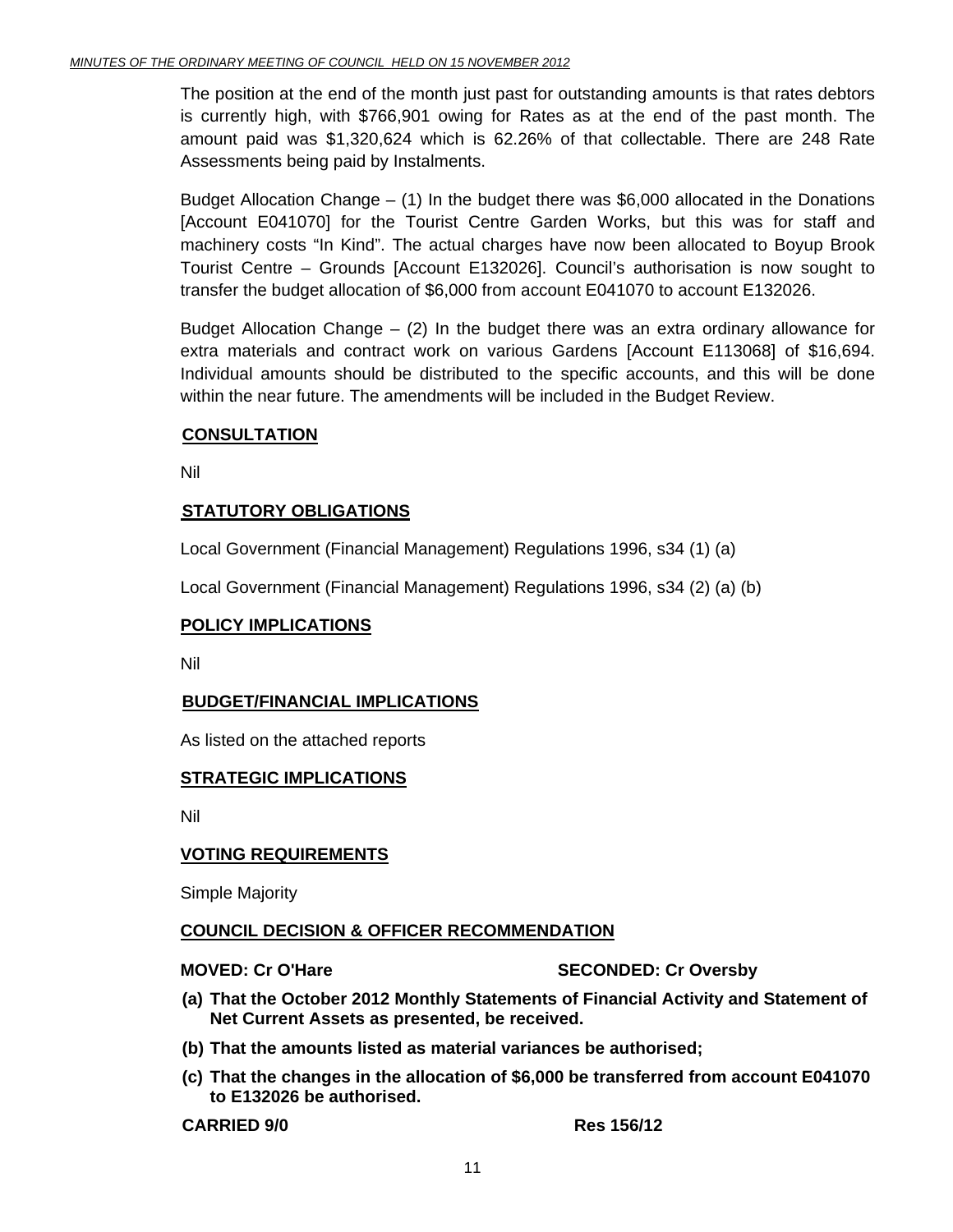The position at the end of the month just past for outstanding amounts is that rates debtors is currently high, with $766,901 owing for Rates as at the end of the past month. The amount paid was $1,320,624 which is 62.26% of that collectable. There are 248 Rate Assessments being paid by Instalments.

Budget Allocation Change – (1) In the budget there was $6,000 allocated in the Donations [Account E041070] for the Tourist Centre Garden Works, but this was for staff and machinery costs "In Kind". The actual charges have now been allocated to Boyup Brook Tourist Centre – Grounds [Account E132026]. Council's authorisation is now sought to transfer the budget allocation of $6,000 from account E041070 to account E132026.

Budget Allocation Change – (2) In the budget there was an extra ordinary allowance for extra materials and contract work on various Gardens [Account E113068] of $16,694. Individual amounts should be distributed to the specific accounts, and this will be done within the near future. The amendments will be included in the Budget Review.

## CONSULTATION

Nil

## STATUTORY OBLIGATIONS

Local Government (Financial Management) Regulations 1996, s34 (1) (a)

Local Government (Financial Management) Regulations 1996, s34 (2) (a) (b)

## POLICY IMPLICATIONS

Nil

## BUDGET/FINANCIAL IMPLICATIONS

As listed on the attached reports

## STRATEGIC IMPLICATIONS

Nil

## VOTING REQUIREMENTS

Simple Majority

## COUNCIL DECISION & OFFICER RECOMMENDATION

**MOVED: Cr O'Hare** **SECONDED: Cr Oversby**

**(a) That the October 2012 Monthly Statements of Financial Activity and Statement of Net Current Assets as presented, be received.**

**(b) That the amounts listed as material variances be authorised;**

**(c) That the changes in the allocation of $6,000 be transferred from account E041070 to E132026 be authorised.**

**CARRIED 9/0** **Res 156/12**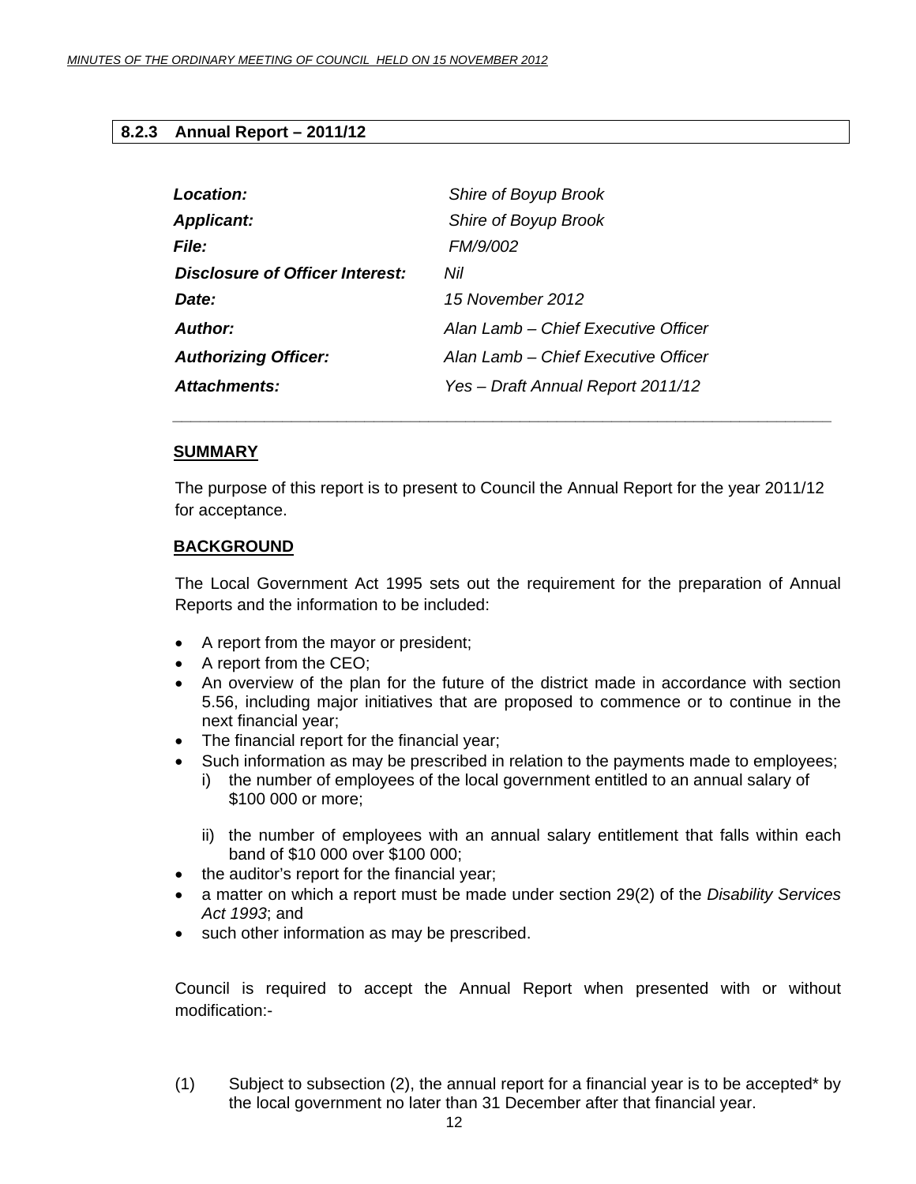## 8.2.3 Annual Report – 2011/12

| | |
|---|---|
| ***Location:*** | *Shire of Boyup Brook* |
| ***Applicant:*** | *Shire of Boyup Brook* |
| ***File:*** | *FM/9/002* |
| ***Disclosure of Officer Interest:*** | *Nil* |
| ***Date:*** | *15 November 2012* |
| ***Author:*** | *Alan Lamb – Chief Executive Officer* |
| ***Authorizing Officer:*** | *Alan Lamb – Chief Executive Officer* |
| ***Attachments:*** | *Yes – Draft Annual Report 2011/12* |

---

**SUMMARY**

The purpose of this report is to present to Council the Annual Report for the year 2011/12 for acceptance.

**BACKGROUND**

The Local Government Act 1995 sets out the requirement for the preparation of Annual Reports and the information to be included:

- A report from the mayor or president;
- A report from the CEO;
- An overview of the plan for the future of the district made in accordance with section 5.56, including major initiatives that are proposed to commence or to continue in the next financial year;
- The financial report for the financial year;
- Such information as may be prescribed in relation to the payments made to employees;
  - i) the number of employees of the local government entitled to an annual salary of $100 000 or more;
  - ii) the number of employees with an annual salary entitlement that falls within each band of $10 000 over $100 000;
- the auditor's report for the financial year;
- a matter on which a report must be made under section 29(2) of the *Disability Services Act 1993*; and
- such other information as may be prescribed.

Council is required to accept the Annual Report when presented with or without modification:-

(1) Subject to subsection (2), the annual report for a financial year is to be accepted* by the local government no later than 31 December after that financial year.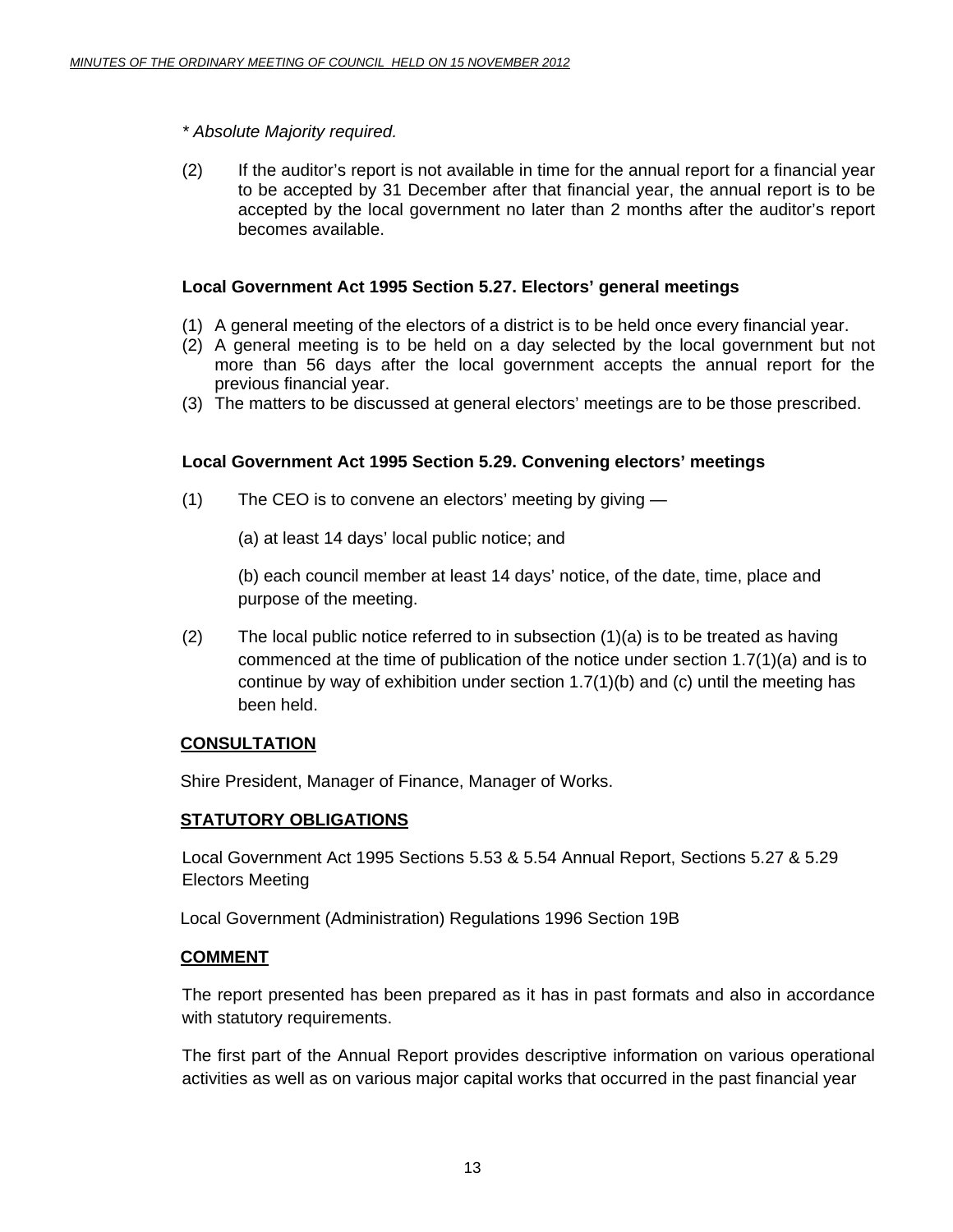*\* Absolute Majority required.*

(2) If the auditor's report is not available in time for the annual report for a financial year to be accepted by 31 December after that financial year, the annual report is to be accepted by the local government no later than 2 months after the auditor's report becomes available.

**Local Government Act 1995 Section 5.27. Electors' general meetings**

(1) A general meeting of the electors of a district is to be held once every financial year.
(2) A general meeting is to be held on a day selected by the local government but not more than 56 days after the local government accepts the annual report for the previous financial year.
(3) The matters to be discussed at general electors' meetings are to be those prescribed.

**Local Government Act 1995 Section 5.29. Convening electors' meetings**

(1) The CEO is to convene an electors' meeting by giving —

(a) at least 14 days' local public notice; and

(b) each council member at least 14 days' notice, of the date, time, place and purpose of the meeting.

(2) The local public notice referred to in subsection (1)(a) is to be treated as having commenced at the time of publication of the notice under section 1.7(1)(a) and is to continue by way of exhibition under section 1.7(1)(b) and (c) until the meeting has been held.

**CONSULTATION**

Shire President, Manager of Finance, Manager of Works.

**STATUTORY OBLIGATIONS**

Local Government Act 1995 Sections 5.53 & 5.54 Annual Report, Sections 5.27 & 5.29 Electors Meeting

Local Government (Administration) Regulations 1996 Section 19B

**COMMENT**

The report presented has been prepared as it has in past formats and also in accordance with statutory requirements.

The first part of the Annual Report provides descriptive information on various operational activities as well as on various major capital works that occurred in the past financial year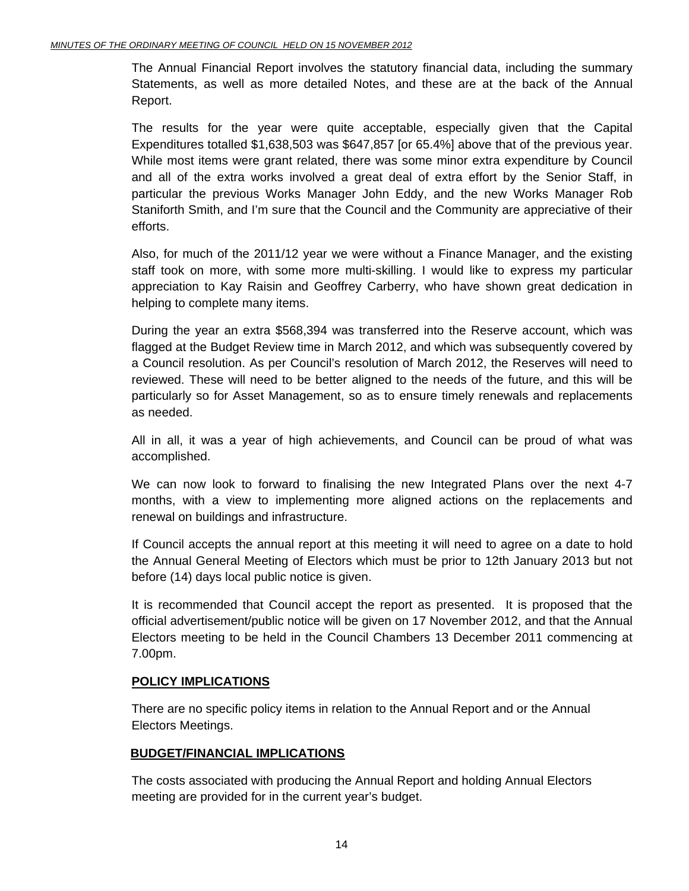The Annual Financial Report involves the statutory financial data, including the summary Statements, as well as more detailed Notes, and these are at the back of the Annual Report.

The results for the year were quite acceptable, especially given that the Capital Expenditures totalled $1,638,503 was $647,857 [or 65.4%] above that of the previous year. While most items were grant related, there was some minor extra expenditure by Council and all of the extra works involved a great deal of extra effort by the Senior Staff, in particular the previous Works Manager John Eddy, and the new Works Manager Rob Staniforth Smith, and I'm sure that the Council and the Community are appreciative of their efforts.

Also, for much of the 2011/12 year we were without a Finance Manager, and the existing staff took on more, with some more multi-skilling. I would like to express my particular appreciation to Kay Raisin and Geoffrey Carberry, who have shown great dedication in helping to complete many items.

During the year an extra $568,394 was transferred into the Reserve account, which was flagged at the Budget Review time in March 2012, and which was subsequently covered by a Council resolution. As per Council's resolution of March 2012, the Reserves will need to reviewed. These will need to be better aligned to the needs of the future, and this will be particularly so for Asset Management, so as to ensure timely renewals and replacements as needed.

All in all, it was a year of high achievements, and Council can be proud of what was accomplished.

We can now look to forward to finalising the new Integrated Plans over the next 4-7 months, with a view to implementing more aligned actions on the replacements and renewal on buildings and infrastructure.

If Council accepts the annual report at this meeting it will need to agree on a date to hold the Annual General Meeting of Electors which must be prior to 12th January 2013 but not before (14) days local public notice is given.

It is recommended that Council accept the report as presented. It is proposed that the official advertisement/public notice will be given on 17 November 2012, and that the Annual Electors meeting to be held in the Council Chambers 13 December 2011 commencing at 7.00pm.

## POLICY IMPLICATIONS

There are no specific policy items in relation to the Annual Report and or the Annual Electors Meetings.

## BUDGET/FINANCIAL IMPLICATIONS

The costs associated with producing the Annual Report and holding Annual Electors meeting are provided for in the current year's budget.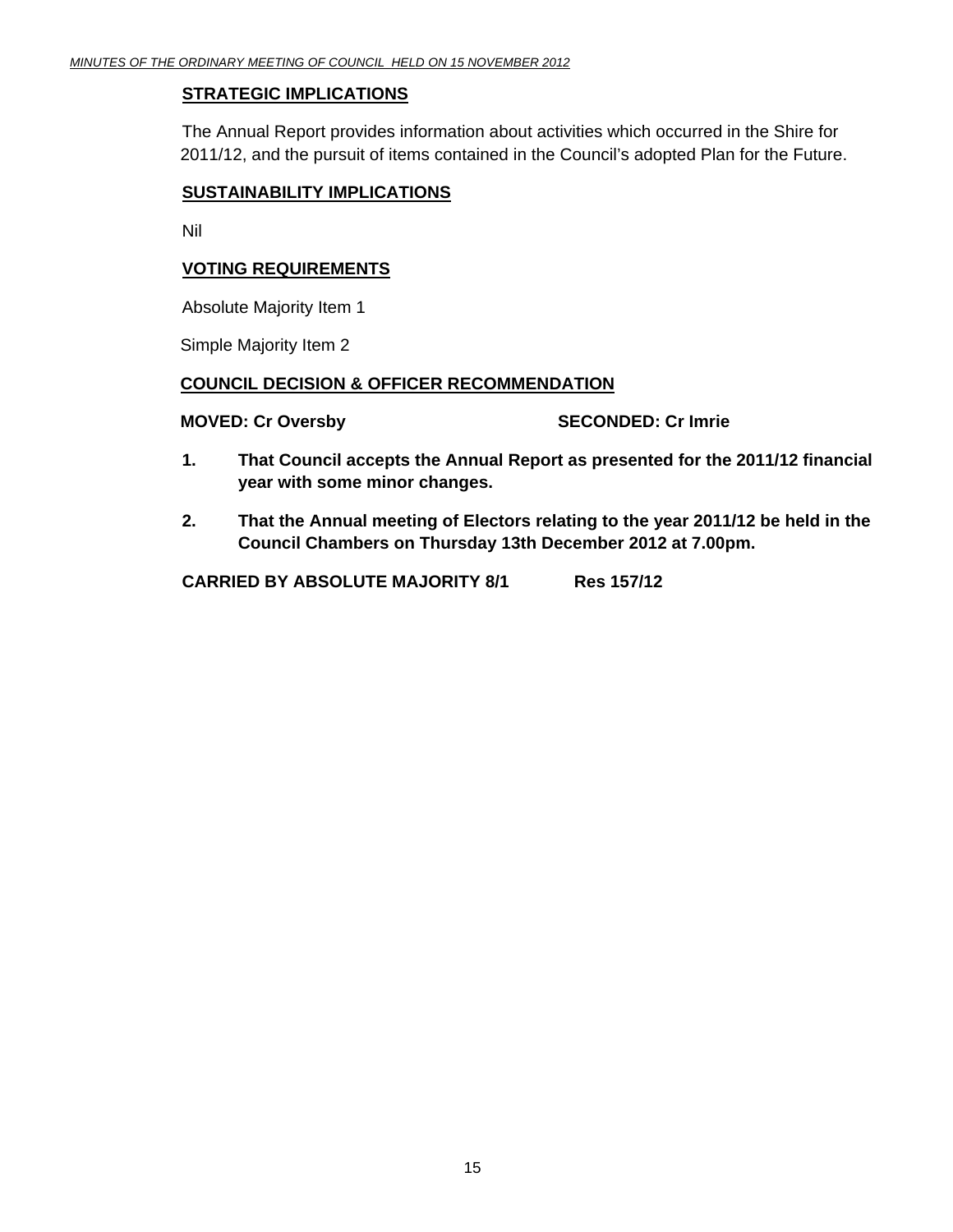**STRATEGIC IMPLICATIONS**

The Annual Report provides information about activities which occurred in the Shire for 2011/12, and the pursuit of items contained in the Council's adopted Plan for the Future.

**SUSTAINABILITY IMPLICATIONS**

Nil

**VOTING REQUIREMENTS**

Absolute Majority Item 1

Simple Majority Item 2

**COUNCIL DECISION & OFFICER RECOMMENDATION**

**MOVED: Cr Oversby SECONDED: Cr Imrie**

1. **That Council accepts the Annual Report as presented for the 2011/12 financial year with some minor changes.**

2. **That the Annual meeting of Electors relating to the year 2011/12 be held in the Council Chambers on Thursday 13th December 2012 at 7.00pm.**

**CARRIED BY ABSOLUTE MAJORITY 8/1 Res 157/12**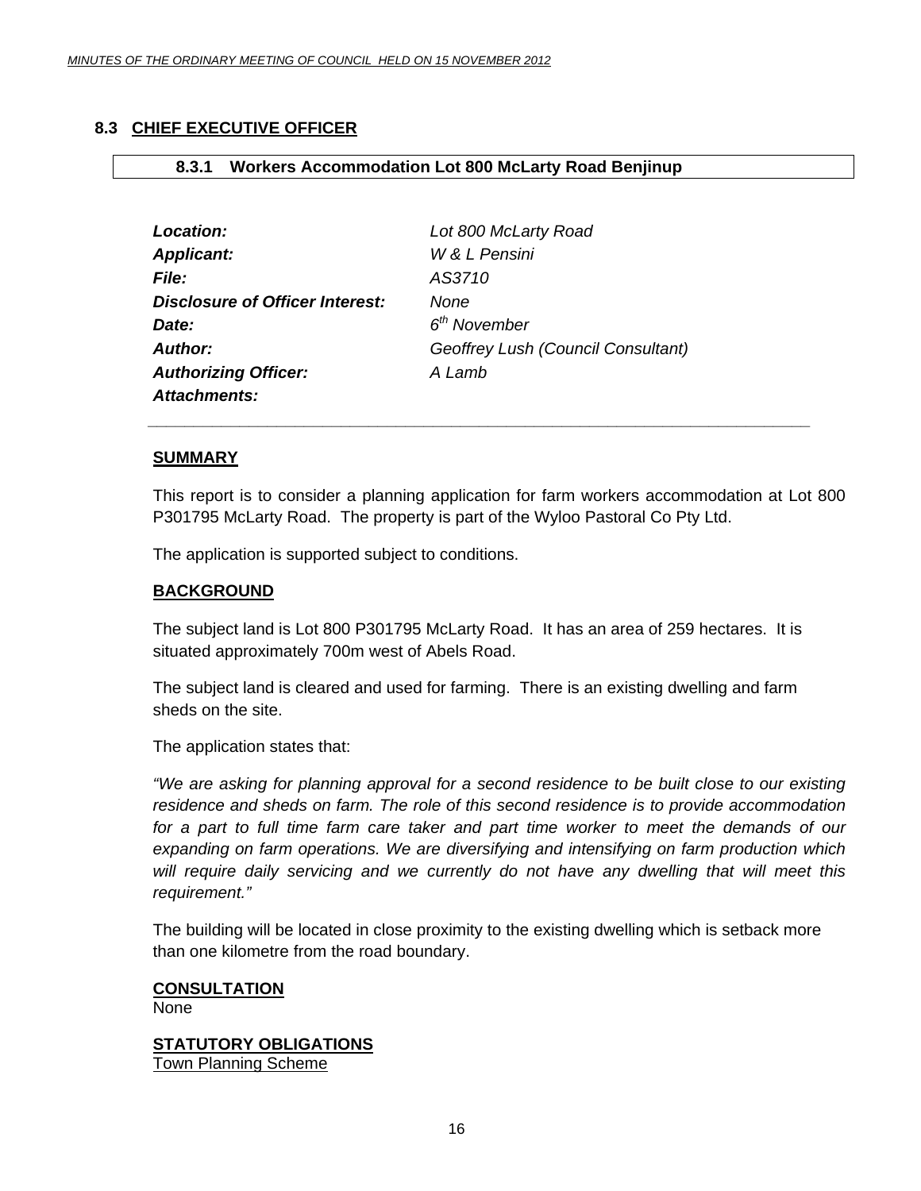## 8.3 CHIEF EXECUTIVE OFFICER

### 8.3.1 Workers Accommodation Lot 800 McLarty Road Benjinup

| | |
|---|---|
| ***Location:*** | *Lot 800 McLarty Road* |
| ***Applicant:*** | *W & L Pensini* |
| ***File:*** | *AS3710* |
| ***Disclosure of Officer Interest:*** | *None* |
| ***Date:*** | *6th November* |
| ***Author:*** | *Geoffrey Lush (Council Consultant)* |
| ***Authorizing Officer:*** | *A Lamb* |
| ***Attachments:*** | |

---

**SUMMARY**

This report is to consider a planning application for farm workers accommodation at Lot 800 P301795 McLarty Road. The property is part of the Wyloo Pastoral Co Pty Ltd.

The application is supported subject to conditions.

**BACKGROUND**

The subject land is Lot 800 P301795 McLarty Road. It has an area of 259 hectares. It is situated approximately 700m west of Abels Road.

The subject land is cleared and used for farming. There is an existing dwelling and farm sheds on the site.

The application states that:

*"We are asking for planning approval for a second residence to be built close to our existing residence and sheds on farm. The role of this second residence is to provide accommodation for a part to full time farm care taker and part time worker to meet the demands of our expanding on farm operations. We are diversifying and intensifying on farm production which will require daily servicing and we currently do not have any dwelling that will meet this requirement."*

The building will be located in close proximity to the existing dwelling which is setback more than one kilometre from the road boundary.

**CONSULTATION**
None

**STATUTORY OBLIGATIONS**
Town Planning Scheme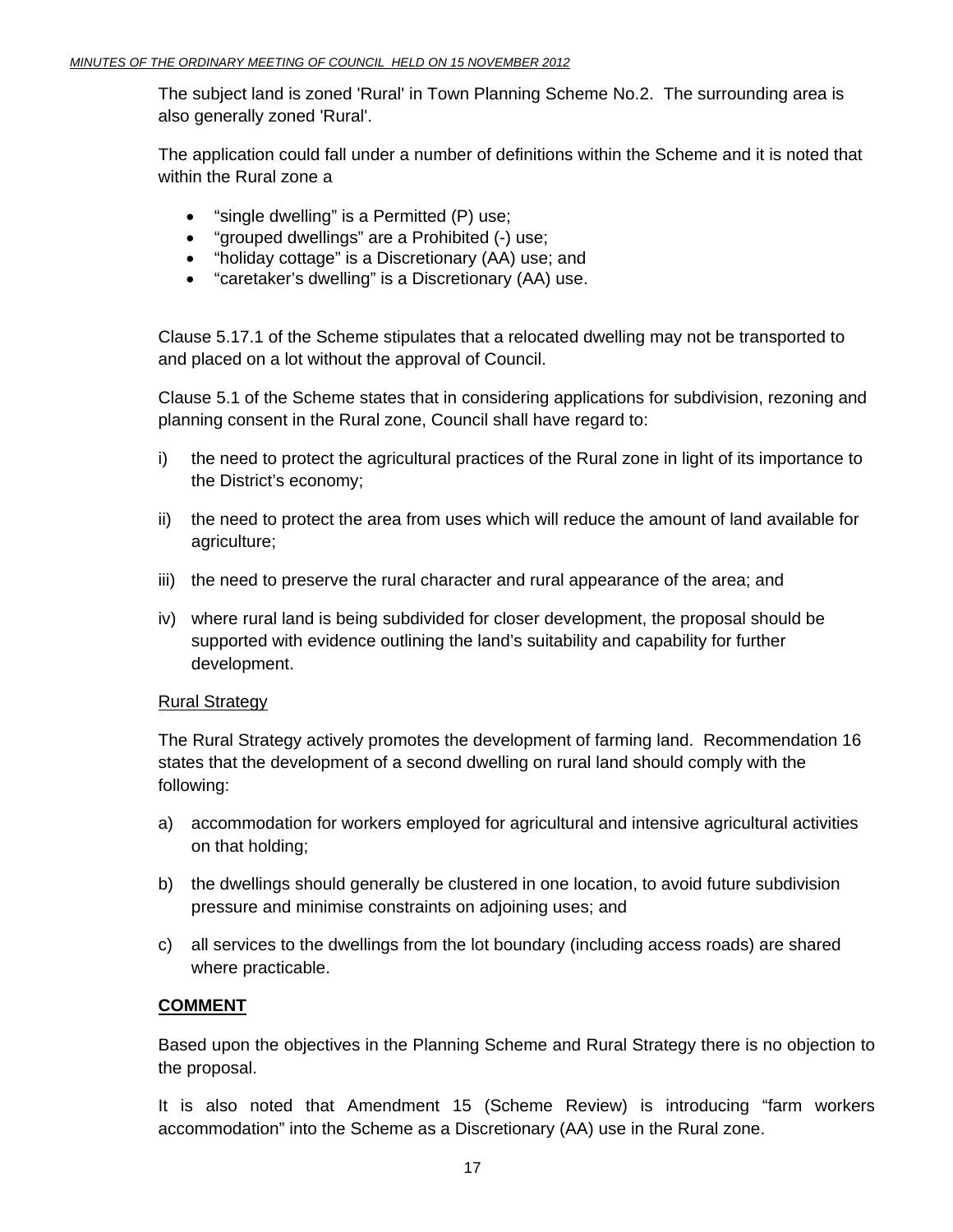The subject land is zoned 'Rural' in Town Planning Scheme No.2. The surrounding area is also generally zoned 'Rural'.

The application could fall under a number of definitions within the Scheme and it is noted that within the Rural zone a

- “single dwelling” is a Permitted (P) use;
- “grouped dwellings” are a Prohibited (-) use;
- “holiday cottage” is a Discretionary (AA) use; and
- “caretaker’s dwelling” is a Discretionary (AA) use.

Clause 5.17.1 of the Scheme stipulates that a relocated dwelling may not be transported to and placed on a lot without the approval of Council.

Clause 5.1 of the Scheme states that in considering applications for subdivision, rezoning and planning consent in the Rural zone, Council shall have regard to:

i) the need to protect the agricultural practices of the Rural zone in light of its importance to the District’s economy;

ii) the need to protect the area from uses which will reduce the amount of land available for agriculture;

iii) the need to preserve the rural character and rural appearance of the area; and

iv) where rural land is being subdivided for closer development, the proposal should be supported with evidence outlining the land’s suitability and capability for further development.

Rural Strategy

The Rural Strategy actively promotes the development of farming land. Recommendation 16 states that the development of a second dwelling on rural land should comply with the following:

a) accommodation for workers employed for agricultural and intensive agricultural activities on that holding;

b) the dwellings should generally be clustered in one location, to avoid future subdivision pressure and minimise constraints on adjoining uses; and

c) all services to the dwellings from the lot boundary (including access roads) are shared where practicable.

**COMMENT**

Based upon the objectives in the Planning Scheme and Rural Strategy there is no objection to the proposal.

It is also noted that Amendment 15 (Scheme Review) is introducing “farm workers accommodation” into the Scheme as a Discretionary (AA) use in the Rural zone.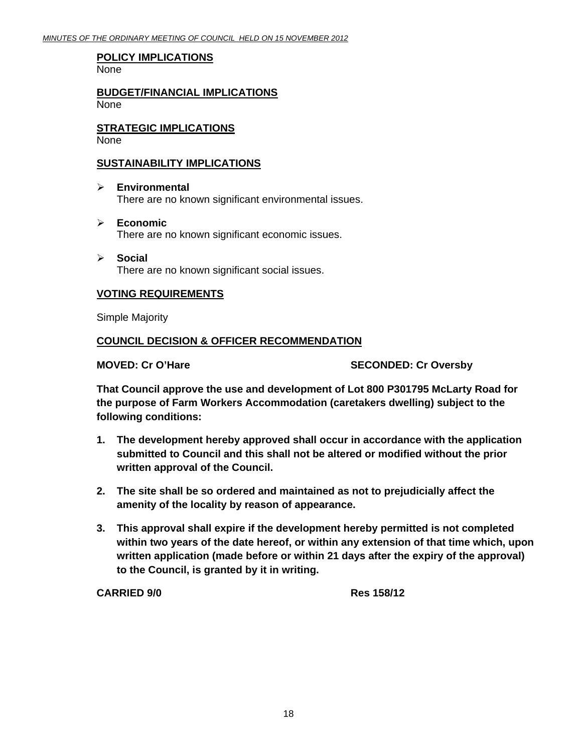**POLICY IMPLICATIONS**
None

**BUDGET/FINANCIAL IMPLICATIONS**
None

**STRATEGIC IMPLICATIONS**
None

**SUSTAINABILITY IMPLICATIONS**

- **Environmental**
  There are no known significant environmental issues.

- **Economic**
  There are no known significant economic issues.

- **Social**
  There are no known significant social issues.

**VOTING REQUIREMENTS**

Simple Majority

**COUNCIL DECISION & OFFICER RECOMMENDATION**

**MOVED: Cr O'Hare SECONDED: Cr Oversby**

**That Council approve the use and development of Lot 800 P301795 McLarty Road for the purpose of Farm Workers Accommodation (caretakers dwelling) subject to the following conditions:**

1. **The development hereby approved shall occur in accordance with the application submitted to Council and this shall not be altered or modified without the prior written approval of the Council.**

2. **The site shall be so ordered and maintained as not to prejudicially affect the amenity of the locality by reason of appearance.**

3. **This approval shall expire if the development hereby permitted is not completed within two years of the date hereof, or within any extension of that time which, upon written application (made before or within 21 days after the expiry of the approval) to the Council, is granted by it in writing.**

**CARRIED 9/0 Res 158/12**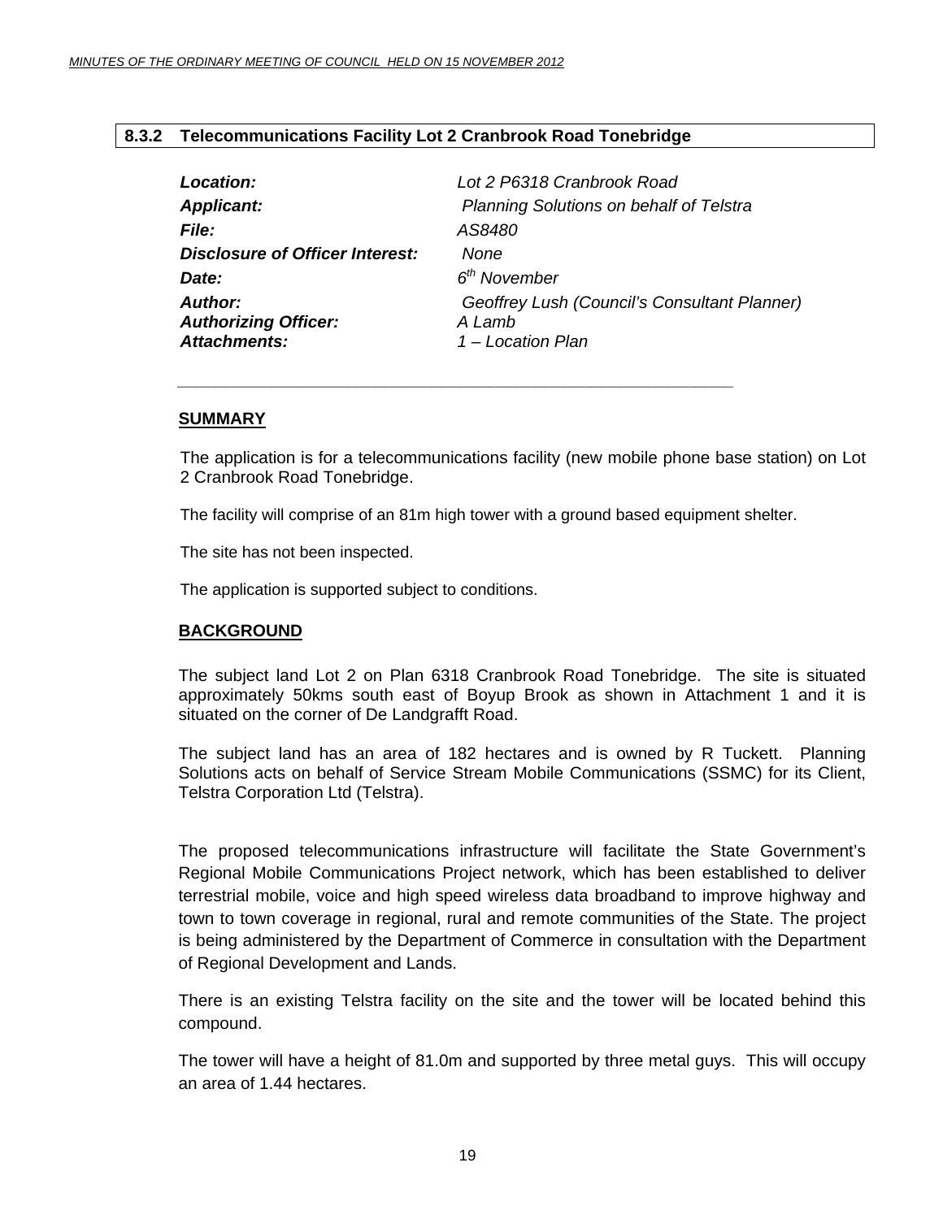## 8.3.2 Telecommunications Facility Lot 2 Cranbrook Road Tonebridge

| | |
|---|---|
| ***Location:*** | *Lot 2 P6318 Cranbrook Road* |
| ***Applicant:*** | *Planning Solutions on behalf of Telstra* |
| ***File:*** | *AS8480* |
| ***Disclosure of Officer Interest:*** | *None* |
| ***Date:*** | *6th November* |
| ***Author:*** | *Geoffrey Lush (Council's Consultant Planner)* |
| ***Authorizing Officer:*** | *A Lamb* |
| ***Attachments:*** | *1 – Location Plan* |

---

### SUMMARY

The application is for a telecommunications facility (new mobile phone base station) on Lot 2 Cranbrook Road Tonebridge.

The facility will comprise of an 81m high tower with a ground based equipment shelter.

The site has not been inspected.

The application is supported subject to conditions.

### BACKGROUND

The subject land Lot 2 on Plan 6318 Cranbrook Road Tonebridge. The site is situated approximately 50kms south east of Boyup Brook as shown in Attachment 1 and it is situated on the corner of De Landgrafft Road.

The subject land has an area of 182 hectares and is owned by R Tuckett. Planning Solutions acts on behalf of Service Stream Mobile Communications (SSMC) for its Client, Telstra Corporation Ltd (Telstra).

The proposed telecommunications infrastructure will facilitate the State Government's Regional Mobile Communications Project network, which has been established to deliver terrestrial mobile, voice and high speed wireless data broadband to improve highway and town to town coverage in regional, rural and remote communities of the State. The project is being administered by the Department of Commerce in consultation with the Department of Regional Development and Lands.

There is an existing Telstra facility on the site and the tower will be located behind this compound.

The tower will have a height of 81.0m and supported by three metal guys. This will occupy an area of 1.44 hectares.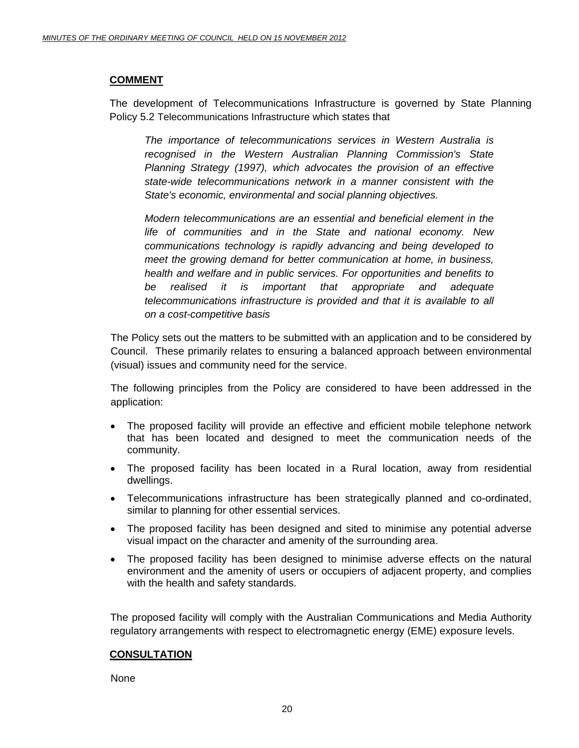**COMMENT**

The development of Telecommunications Infrastructure is governed by State Planning Policy 5.2 Telecommunications Infrastructure which states that

> *The importance of telecommunications services in Western Australia is recognised in the Western Australian Planning Commission's State Planning Strategy (1997), which advocates the provision of an effective state-wide telecommunications network in a manner consistent with the State's economic, environmental and social planning objectives.*
>
> *Modern telecommunications are an essential and beneficial element in the life of communities and in the State and national economy. New communications technology is rapidly advancing and being developed to meet the growing demand for better communication at home, in business, health and welfare and in public services. For opportunities and benefits to be realised it is important that appropriate and adequate telecommunications infrastructure is provided and that it is available to all on a cost-competitive basis*

The Policy sets out the matters to be submitted with an application and to be considered by Council. These primarily relates to ensuring a balanced approach between environmental (visual) issues and community need for the service.

The following principles from the Policy are considered to have been addressed in the application:

- The proposed facility will provide an effective and efficient mobile telephone network that has been located and designed to meet the communication needs of the community.
- The proposed facility has been located in a Rural location, away from residential dwellings.
- Telecommunications infrastructure has been strategically planned and co-ordinated, similar to planning for other essential services.
- The proposed facility has been designed and sited to minimise any potential adverse visual impact on the character and amenity of the surrounding area.
- The proposed facility has been designed to minimise adverse effects on the natural environment and the amenity of users or occupiers of adjacent property, and complies with the health and safety standards.

The proposed facility will comply with the Australian Communications and Media Authority regulatory arrangements with respect to electromagnetic energy (EME) exposure levels.

**CONSULTATION**

None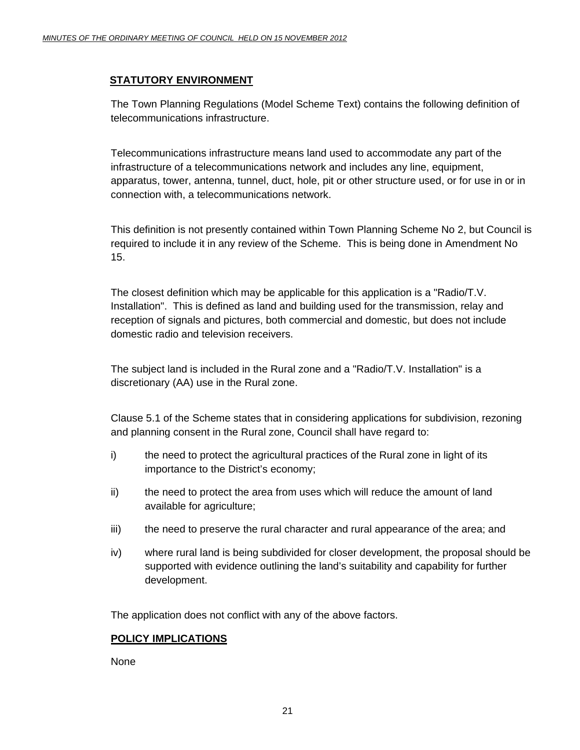## STATUTORY ENVIRONMENT

The Town Planning Regulations (Model Scheme Text) contains the following definition of telecommunications infrastructure.

Telecommunications infrastructure means land used to accommodate any part of the infrastructure of a telecommunications network and includes any line, equipment, apparatus, tower, antenna, tunnel, duct, hole, pit or other structure used, or for use in or in connection with, a telecommunications network.

This definition is not presently contained within Town Planning Scheme No 2, but Council is required to include it in any review of the Scheme. This is being done in Amendment No 15.

The closest definition which may be applicable for this application is a "Radio/T.V. Installation". This is defined as land and building used for the transmission, relay and reception of signals and pictures, both commercial and domestic, but does not include domestic radio and television receivers.

The subject land is included in the Rural zone and a "Radio/T.V. Installation" is a discretionary (AA) use in the Rural zone.

Clause 5.1 of the Scheme states that in considering applications for subdivision, rezoning and planning consent in the Rural zone, Council shall have regard to:

i) the need to protect the agricultural practices of the Rural zone in light of its importance to the District's economy;

ii) the need to protect the area from uses which will reduce the amount of land available for agriculture;

iii) the need to preserve the rural character and rural appearance of the area; and

iv) where rural land is being subdivided for closer development, the proposal should be supported with evidence outlining the land's suitability and capability for further development.

The application does not conflict with any of the above factors.

## POLICY IMPLICATIONS

None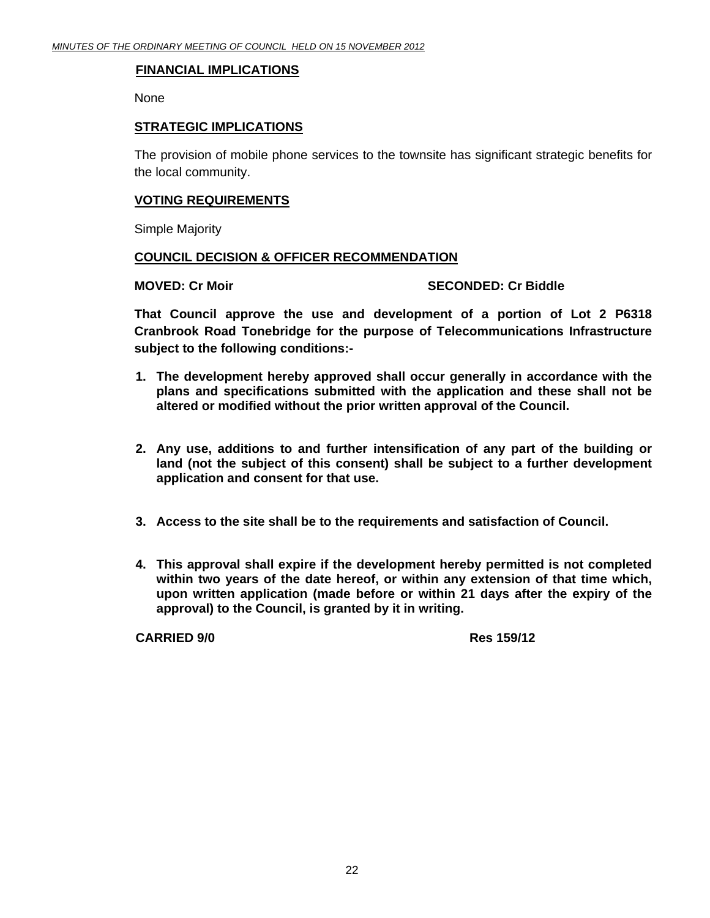## FINANCIAL IMPLICATIONS

None

## STRATEGIC IMPLICATIONS

The provision of mobile phone services to the townsite has significant strategic benefits for the local community.

## VOTING REQUIREMENTS

Simple Majority

## COUNCIL DECISION & OFFICER RECOMMENDATION

**MOVED: Cr Moir** **SECONDED: Cr Biddle**

**That Council approve the use and development of a portion of Lot 2 P6318 Cranbrook Road Tonebridge for the purpose of Telecommunications Infrastructure subject to the following conditions:-**

1. **The development hereby approved shall occur generally in accordance with the plans and specifications submitted with the application and these shall not be altered or modified without the prior written approval of the Council.**

2. **Any use, additions to and further intensification of any part of the building or land (not the subject of this consent) shall be subject to a further development application and consent for that use.**

3. **Access to the site shall be to the requirements and satisfaction of Council.**

4. **This approval shall expire if the development hereby permitted is not completed within two years of the date hereof, or within any extension of that time which, upon written application (made before or within 21 days after the expiry of the approval) to the Council, is granted by it in writing.**

**CARRIED 9/0** **Res 159/12**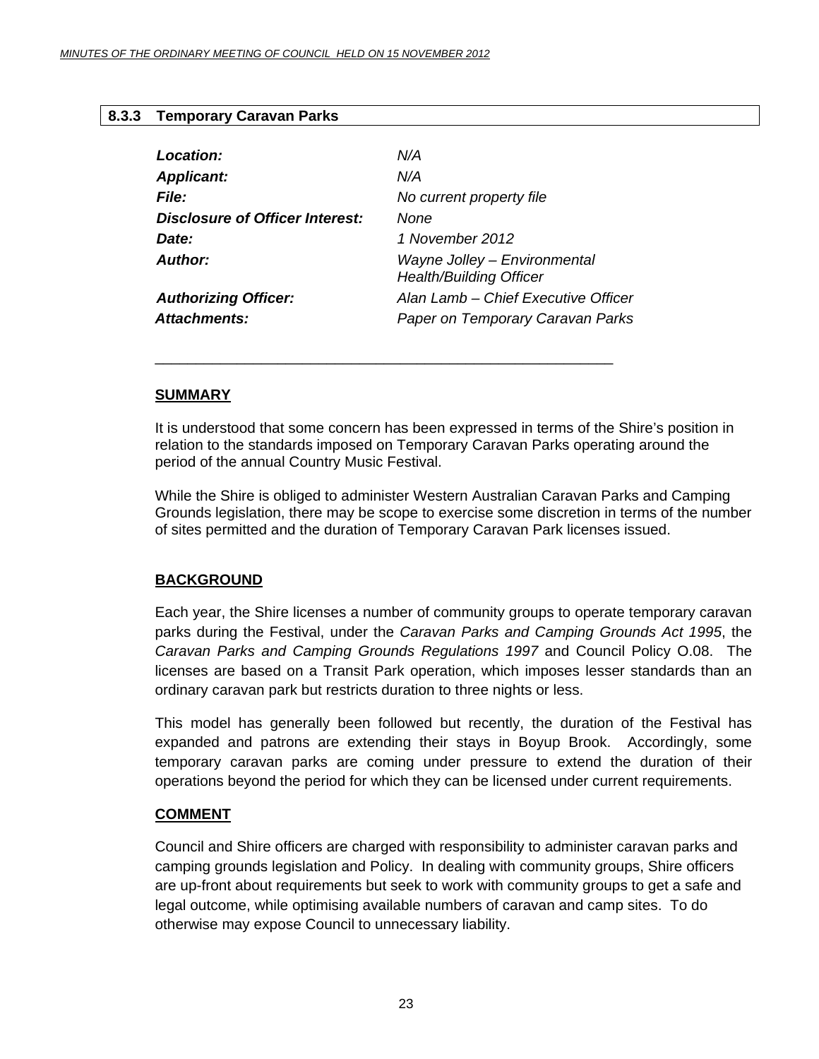## 8.3.3 Temporary Caravan Parks

| | |
|---|---|
| ***Location:*** | *N/A* |
| ***Applicant:*** | *N/A* |
| ***File:*** | *No current property file* |
| ***Disclosure of Officer Interest:*** | *None* |
| ***Date:*** | *1 November 2012* |
| ***Author:*** | *Wayne Jolley – Environmental Health/Building Officer* |
| ***Authorizing Officer:*** | *Alan Lamb – Chief Executive Officer* |
| ***Attachments:*** | *Paper on Temporary Caravan Parks* |

---

### SUMMARY

It is understood that some concern has been expressed in terms of the Shire's position in relation to the standards imposed on Temporary Caravan Parks operating around the period of the annual Country Music Festival.

While the Shire is obliged to administer Western Australian Caravan Parks and Camping Grounds legislation, there may be scope to exercise some discretion in terms of the number of sites permitted and the duration of Temporary Caravan Park licenses issued.

### BACKGROUND

Each year, the Shire licenses a number of community groups to operate temporary caravan parks during the Festival, under the *Caravan Parks and Camping Grounds Act 1995*, the *Caravan Parks and Camping Grounds Regulations 1997* and Council Policy O.08. The licenses are based on a Transit Park operation, which imposes lesser standards than an ordinary caravan park but restricts duration to three nights or less.

This model has generally been followed but recently, the duration of the Festival has expanded and patrons are extending their stays in Boyup Brook. Accordingly, some temporary caravan parks are coming under pressure to extend the duration of their operations beyond the period for which they can be licensed under current requirements.

### COMMENT

Council and Shire officers are charged with responsibility to administer caravan parks and camping grounds legislation and Policy. In dealing with community groups, Shire officers are up-front about requirements but seek to work with community groups to get a safe and legal outcome, while optimising available numbers of caravan and camp sites. To do otherwise may expose Council to unnecessary liability.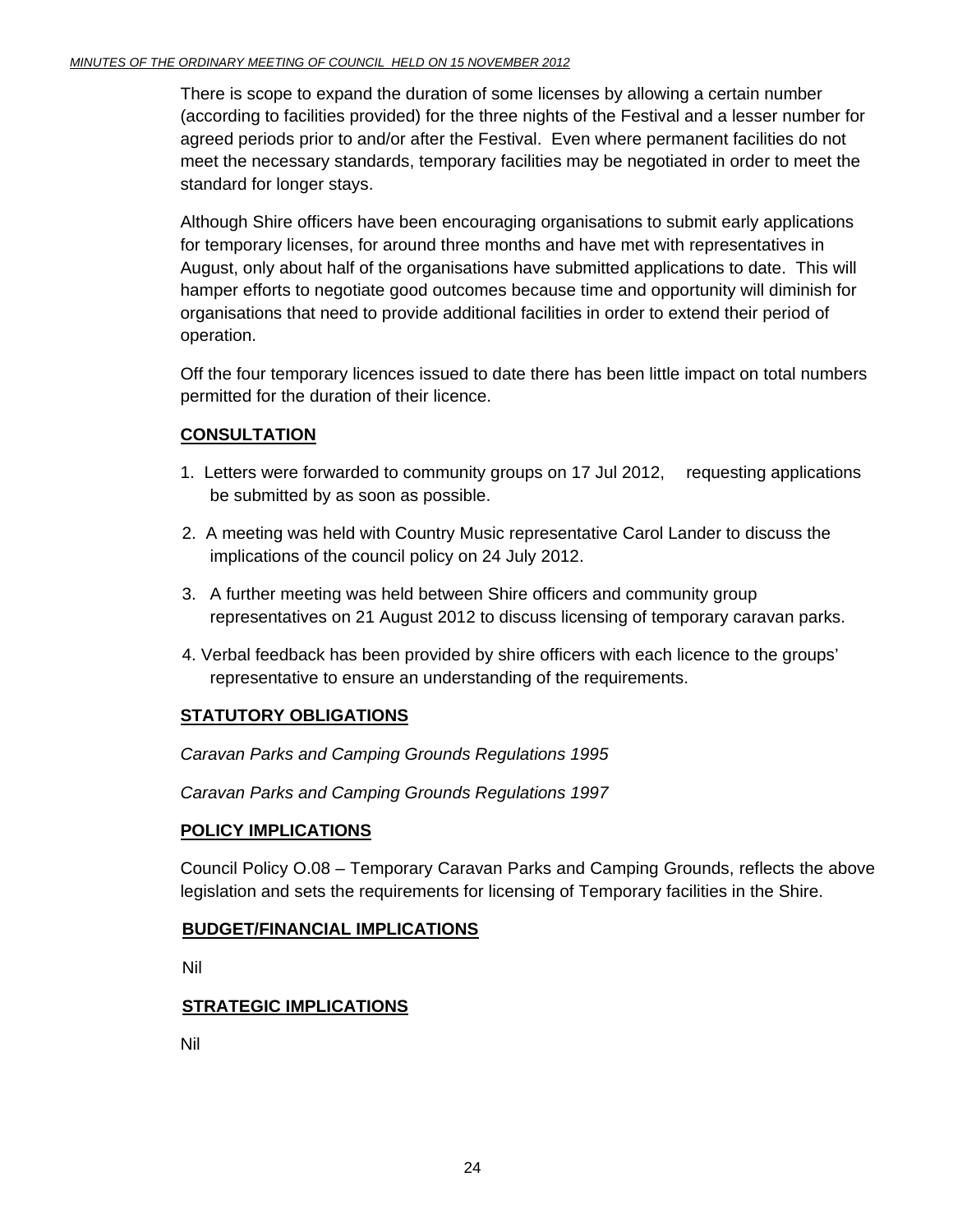There is scope to expand the duration of some licenses by allowing a certain number (according to facilities provided) for the three nights of the Festival and a lesser number for agreed periods prior to and/or after the Festival.  Even where permanent facilities do not meet the necessary standards, temporary facilities may be negotiated in order to meet the standard for longer stays.

Although Shire officers have been encouraging organisations to submit early applications for temporary licenses, for around three months and have met with representatives in August, only about half of the organisations have submitted applications to date.  This will hamper efforts to negotiate good outcomes because time and opportunity will diminish for organisations that need to provide additional facilities in order to extend their period of operation.

Off the four temporary licences issued to date there has been little impact on total numbers permitted for the duration of their licence.

**CONSULTATION**

1. Letters were forwarded to community groups on 17 Jul 2012,   requesting applications be submitted by as soon as possible.
2. A meeting was held with Country Music representative Carol Lander to discuss the implications of the council policy on 24 July 2012.
3. A further meeting was held between Shire officers and community group representatives on 21 August 2012 to discuss licensing of temporary caravan parks.
4. Verbal feedback has been provided by shire officers with each licence to the groups' representative to ensure an understanding of the requirements.

**STATUTORY OBLIGATIONS**

*Caravan Parks and Camping Grounds Regulations 1995*

*Caravan Parks and Camping Grounds Regulations 1997*

**POLICY IMPLICATIONS**

Council Policy O.08 – Temporary Caravan Parks and Camping Grounds, reflects the above legislation and sets the requirements for licensing of Temporary facilities in the Shire.

**BUDGET/FINANCIAL IMPLICATIONS**

Nil

**STRATEGIC IMPLICATIONS**

Nil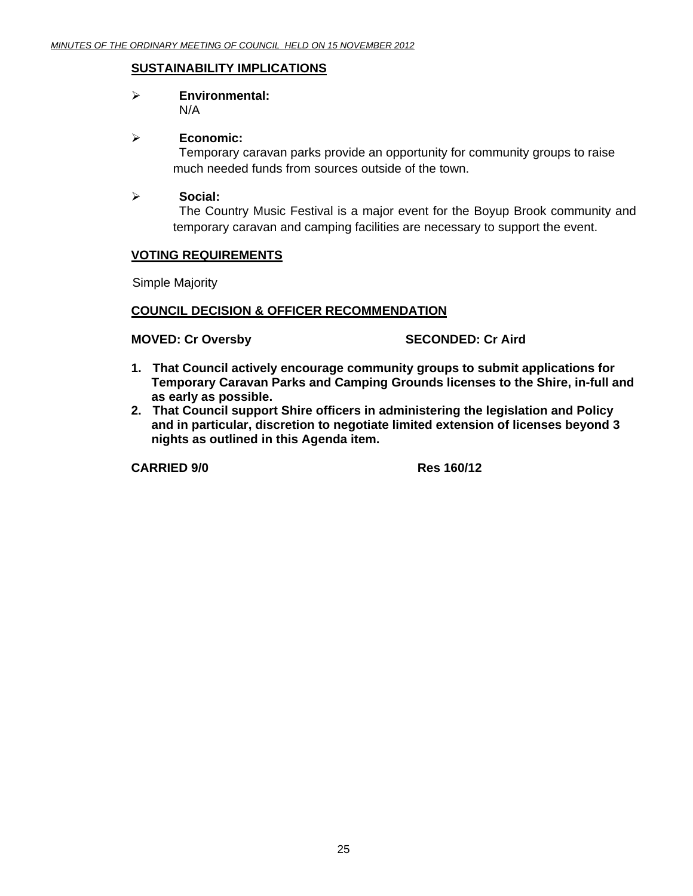## SUSTAINABILITY IMPLICATIONS

- **Environmental:**
  N/A

- **Economic:**
  Temporary caravan parks provide an opportunity for community groups to raise much needed funds from sources outside of the town.

- **Social:**
  The Country Music Festival is a major event for the Boyup Brook community and temporary caravan and camping facilities are necessary to support the event.

## VOTING REQUIREMENTS

Simple Majority

## COUNCIL DECISION & OFFICER RECOMMENDATION

**MOVED: Cr Oversby** **SECONDED: Cr Aird**

1. **That Council actively encourage community groups to submit applications for Temporary Caravan Parks and Camping Grounds licenses to the Shire, in-full and as early as possible.**
2. **That Council support Shire officers in administering the legislation and Policy and in particular, discretion to negotiate limited extension of licenses beyond 3 nights as outlined in this Agenda item.**

**CARRIED 9/0** **Res 160/12**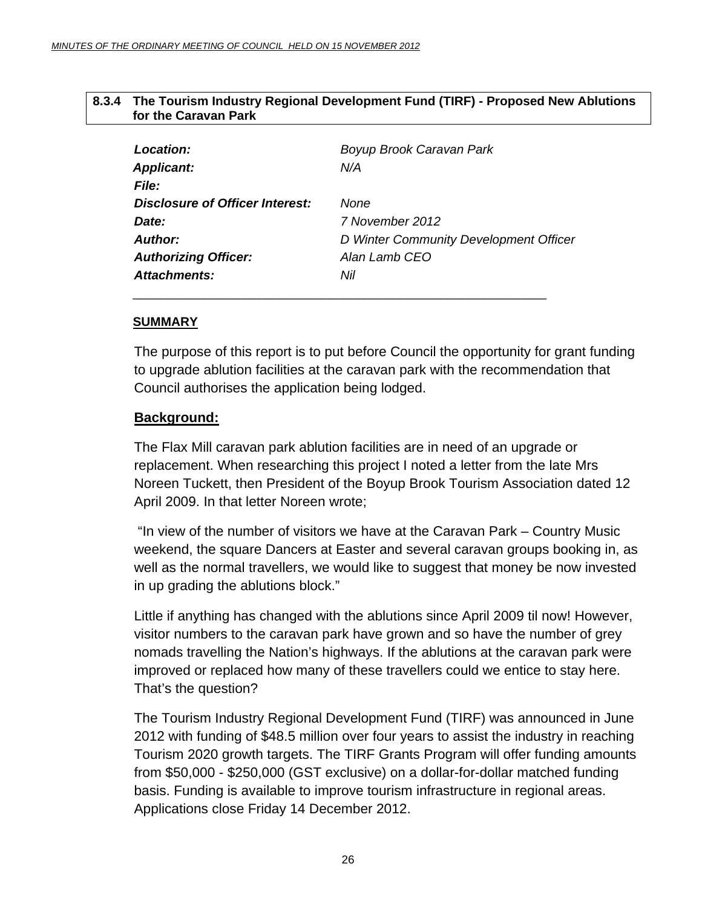#### 8.3.4 The Tourism Industry Regional Development Fund (TIRF) - Proposed New Ablutions for the Caravan Park

| | |
|---|---|
| ***Location:*** | *Boyup Brook Caravan Park* |
| ***Applicant:*** | *N/A* |
| ***File:*** | |
| ***Disclosure of Officer Interest:*** | *None* |
| ***Date:*** | *7 November 2012* |
| ***Author:*** | *D Winter Community Development Officer* |
| ***Authorizing Officer:*** | *Alan Lamb CEO* |
| ***Attachments:*** | *Nil* |

---

**SUMMARY**

The purpose of this report is to put before Council the opportunity for grant funding to upgrade ablution facilities at the caravan park with the recommendation that Council authorises the application being lodged.

**Background:**

The Flax Mill caravan park ablution facilities are in need of an upgrade or replacement. When researching this project I noted a letter from the late Mrs Noreen Tuckett, then President of the Boyup Brook Tourism Association dated 12 April 2009. In that letter Noreen wrote;

"In view of the number of visitors we have at the Caravan Park – Country Music weekend, the square Dancers at Easter and several caravan groups booking in, as well as the normal travellers, we would like to suggest that money be now invested in up grading the ablutions block."

Little if anything has changed with the ablutions since April 2009 til now! However, visitor numbers to the caravan park have grown and so have the number of grey nomads travelling the Nation's highways. If the ablutions at the caravan park were improved or replaced how many of these travellers could we entice to stay here. That's the question?

The Tourism Industry Regional Development Fund (TIRF) was announced in June 2012 with funding of $48.5 million over four years to assist the industry in reaching Tourism 2020 growth targets. The TIRF Grants Program will offer funding amounts from $50,000 - $250,000 (GST exclusive) on a dollar-for-dollar matched funding basis. Funding is available to improve tourism infrastructure in regional areas. Applications close Friday 14 December 2012.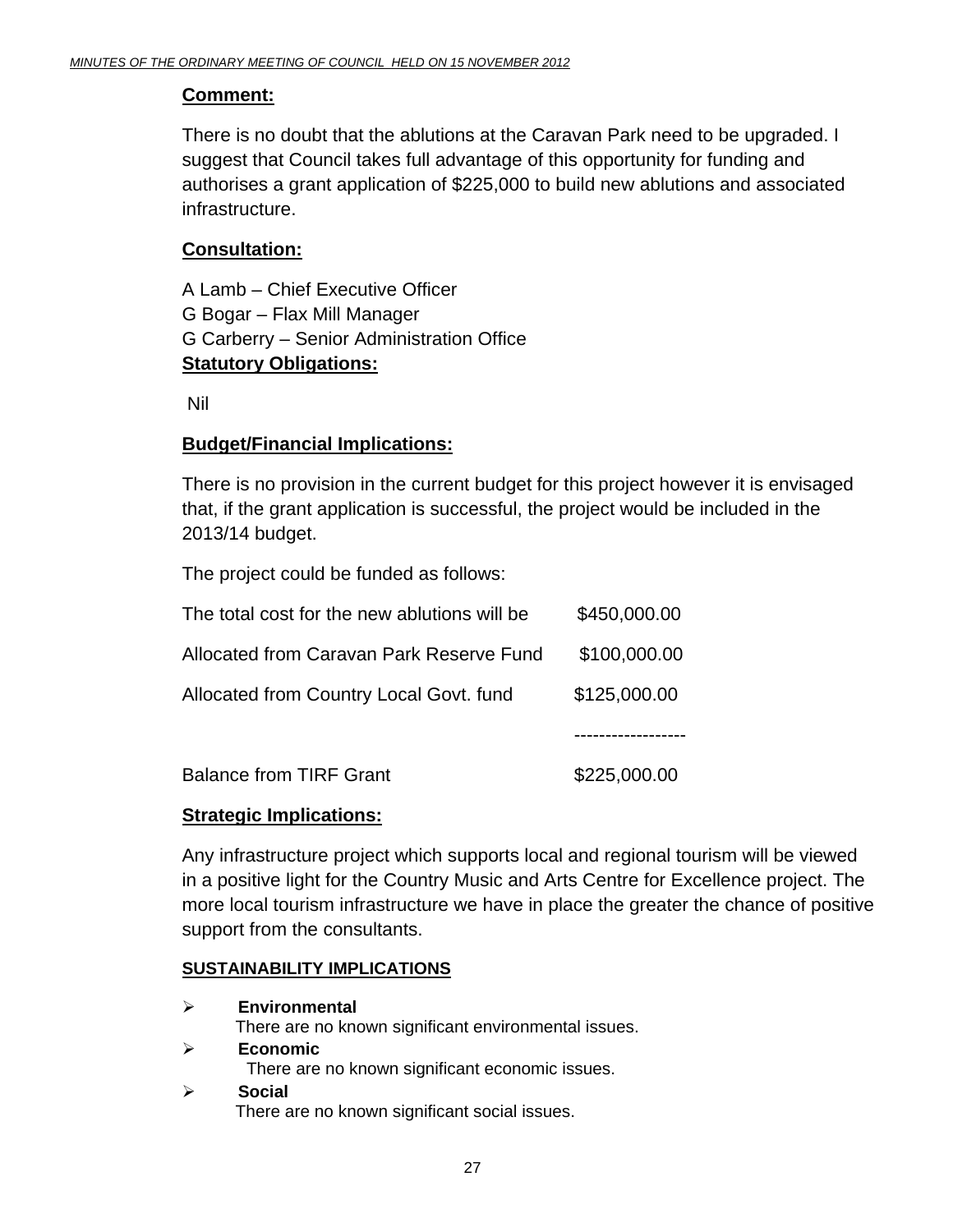**Comment:**

There is no doubt that the ablutions at the Caravan Park need to be upgraded. I suggest that Council takes full advantage of this opportunity for funding and authorises a grant application of $225,000 to build new ablutions and associated infrastructure.

**Consultation:**

A Lamb – Chief Executive Officer
G Bogar – Flax Mill Manager
G Carberry – Senior Administration Office

**Statutory Obligations:**

Nil

**Budget/Financial Implications:**

There is no provision in the current budget for this project however it is envisaged that, if the grant application is successful, the project would be included in the 2013/14 budget.

The project could be funded as follows:

| | |
|---|---|
| The total cost for the new ablutions will be | $450,000.00 |
| Allocated from Caravan Park Reserve Fund | $100,000.00 |
| Allocated from Country Local Govt. fund | $125,000.00 |
| | ------------------ |
| Balance from TIRF Grant | $225,000.00 |

**Strategic Implications:**

Any infrastructure project which supports local and regional tourism will be viewed in a positive light for the Country Music and Arts Centre for Excellence project. The more local tourism infrastructure we have in place the greater the chance of positive support from the consultants.

**SUSTAINABILITY IMPLICATIONS**

- **Environmental**
  There are no known significant environmental issues.
- **Economic**
  There are no known significant economic issues.
- **Social**
  There are no known significant social issues.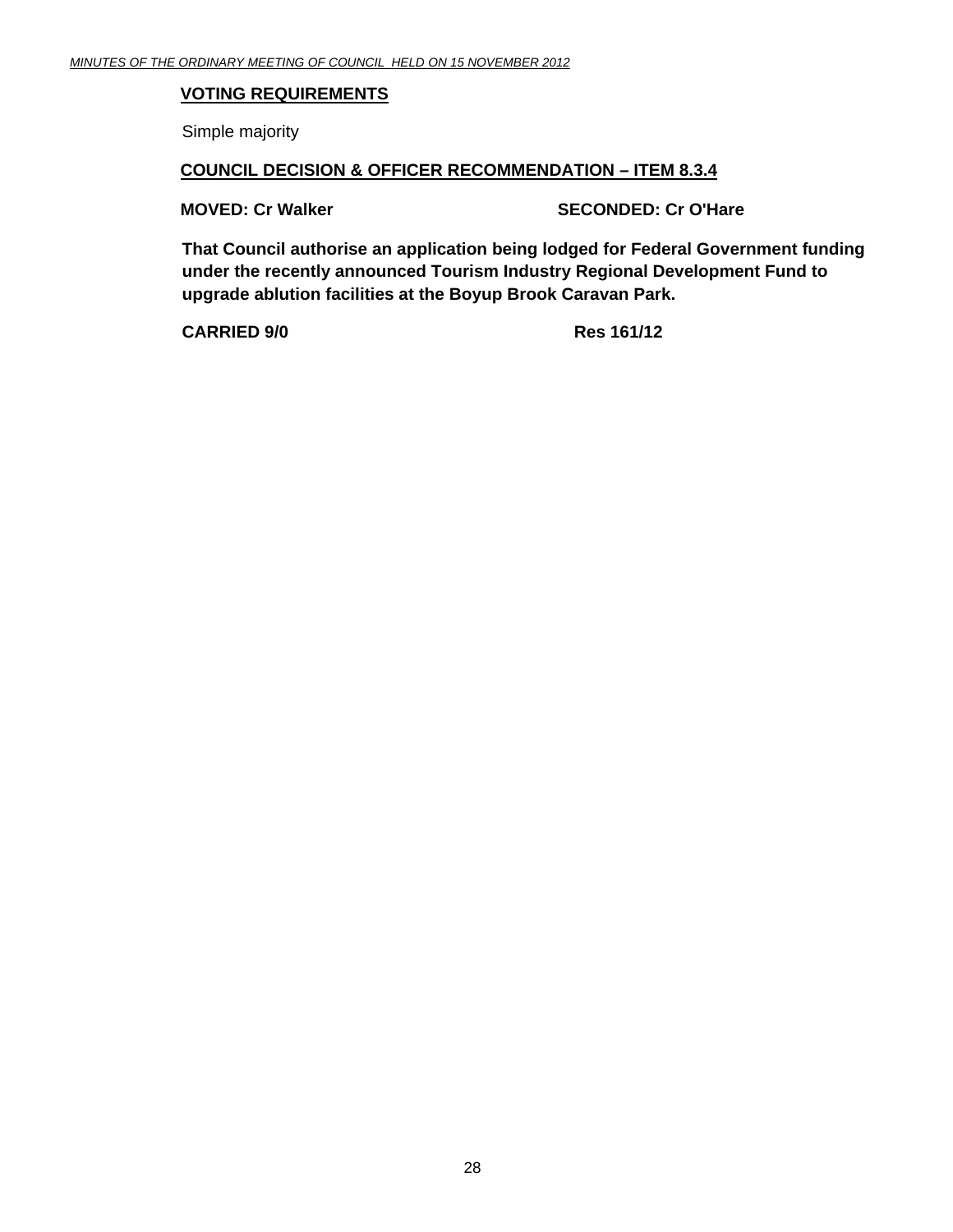**VOTING REQUIREMENTS**

Simple majority

**COUNCIL DECISION & OFFICER RECOMMENDATION – ITEM 8.3.4**

**MOVED: Cr Walker** **SECONDED: Cr O'Hare**

**That Council authorise an application being lodged for Federal Government funding under the recently announced Tourism Industry Regional Development Fund to upgrade ablution facilities at the Boyup Brook Caravan Park.**

**CARRIED 9/0** **Res 161/12**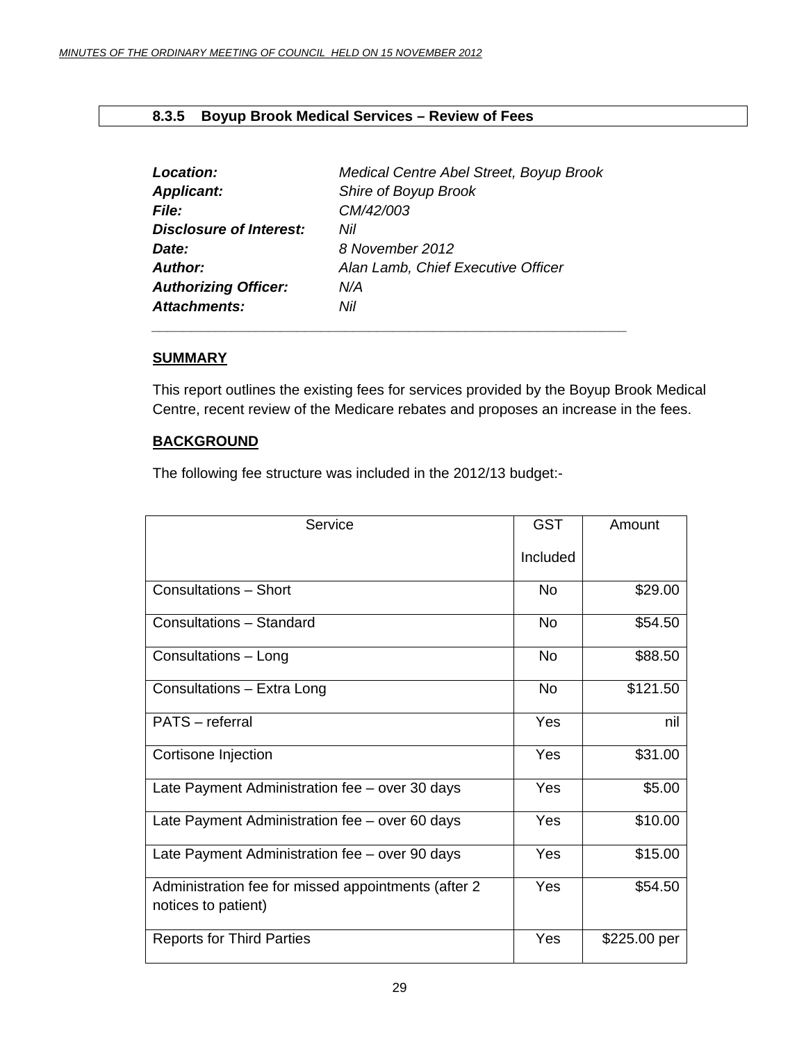### 8.3.5 Boyup Brook Medical Services – Review of Fees

| | |
|---|---|
| ***Location:*** | *Medical Centre Abel Street, Boyup Brook* |
| ***Applicant:*** | *Shire of Boyup Brook* |
| ***File:*** | *CM/42/003* |
| ***Disclosure of Interest:*** | *Nil* |
| ***Date:*** | *8 November 2012* |
| ***Author:*** | *Alan Lamb, Chief Executive Officer* |
| ***Authorizing Officer:*** | *N/A* |
| ***Attachments:*** | *Nil* |

**SUMMARY**

This report outlines the existing fees for services provided by the Boyup Brook Medical Centre, recent review of the Medicare rebates and proposes an increase in the fees.

**BACKGROUND**

The following fee structure was included in the 2012/13 budget:-

| Service | GST Included | Amount |
|---|---|---|
| Consultations – Short | No | $29.00 |
| Consultations – Standard | No | $54.50 |
| Consultations – Long | No | $88.50 |
| Consultations – Extra Long | No | $121.50 |
| PATS – referral | Yes | nil |
| Cortisone Injection | Yes | $31.00 |
| Late Payment Administration fee – over 30 days | Yes | $5.00 |
| Late Payment Administration fee – over 60 days | Yes | $10.00 |
| Late Payment Administration fee – over 90 days | Yes | $15.00 |
| Administration fee for missed appointments (after 2 notices to patient) | Yes | $54.50 |
| Reports for Third Parties | Yes | $225.00 per |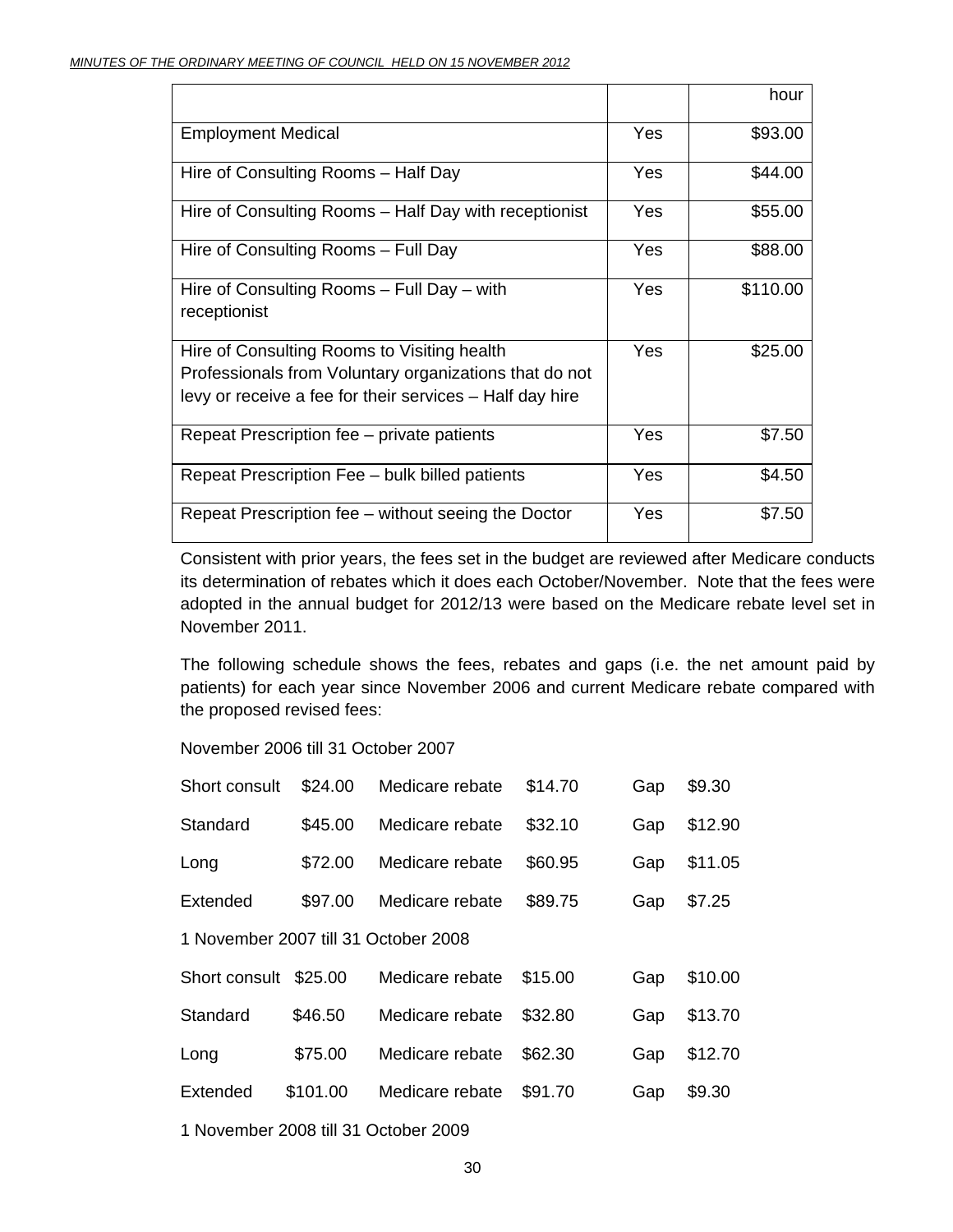| | | hour |
|---|---|---|
| Employment Medical | Yes | $93.00 |
| Hire of Consulting Rooms – Half Day | Yes | $44.00 |
| Hire of Consulting Rooms – Half Day with receptionist | Yes | $55.00 |
| Hire of Consulting Rooms – Full Day | Yes | $88.00 |
| Hire of Consulting Rooms – Full Day – with receptionist | Yes | $110.00 |
| Hire of Consulting Rooms to Visiting health Professionals from Voluntary organizations that do not levy or receive a fee for their services – Half day hire | Yes | $25.00 |
| Repeat Prescription fee – private patients | Yes | $7.50 |
| Repeat Prescription Fee – bulk billed patients | Yes | $4.50 |
| Repeat Prescription fee – without seeing the Doctor | Yes | $7.50 |

Consistent with prior years, the fees set in the budget are reviewed after Medicare conducts its determination of rebates which it does each October/November. Note that the fees were adopted in the annual budget for 2012/13 were based on the Medicare rebate level set in November 2011.

The following schedule shows the fees, rebates and gaps (i.e. the net amount paid by patients) for each year since November 2006 and current Medicare rebate compared with the proposed revised fees:

November 2006 till 31 October 2007

| | | | | | |
|---|---|---|---|---|---|
| Short consult | $24.00 | Medicare rebate | $14.70 | Gap | $9.30 |
| Standard | $45.00 | Medicare rebate | $32.10 | Gap | $12.90 |
| Long | $72.00 | Medicare rebate | $60.95 | Gap | $11.05 |
| Extended | $97.00 | Medicare rebate | $89.75 | Gap | $7.25 |

1 November 2007 till 31 October 2008

| | | | | | |
|---|---|---|---|---|---|
| Short consult | $25.00 | Medicare rebate | $15.00 | Gap | $10.00 |
| Standard | $46.50 | Medicare rebate | $32.80 | Gap | $13.70 |
| Long | $75.00 | Medicare rebate | $62.30 | Gap | $12.70 |
| Extended | $101.00 | Medicare rebate | $91.70 | Gap | $9.30 |

1 November 2008 till 31 October 2009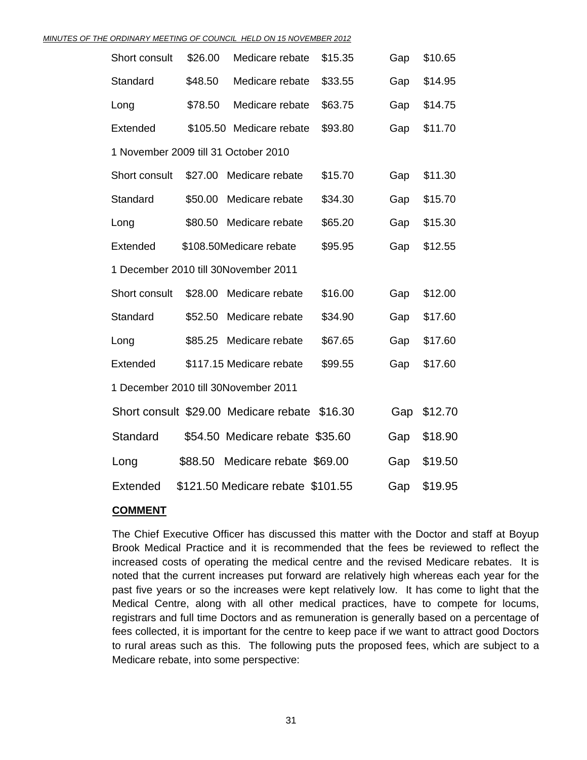| | | | | | |
|---|---|---|---|---|---|
| Short consult | $26.00 | Medicare rebate | $15.35 | Gap | $10.65 |
| Standard | $48.50 | Medicare rebate | $33.55 | Gap | $14.95 |
| Long | $78.50 | Medicare rebate | $63.75 | Gap | $14.75 |
| Extended | $105.50 | Medicare rebate | $93.80 | Gap | $11.70 |

1 November 2009 till 31 October 2010

| | | | | | |
|---|---|---|---|---|---|
| Short consult | $27.00 | Medicare rebate | $15.70 | Gap | $11.30 |
| Standard | $50.00 | Medicare rebate | $34.30 | Gap | $15.70 |
| Long | $80.50 | Medicare rebate | $65.20 | Gap | $15.30 |
| Extended | $108.50 | Medicare rebate | $95.95 | Gap | $12.55 |

1 December 2010 till 30November 2011

| | | | | | |
|---|---|---|---|---|---|
| Short consult | $28.00 | Medicare rebate | $16.00 | Gap | $12.00 |
| Standard | $52.50 | Medicare rebate | $34.90 | Gap | $17.60 |
| Long | $85.25 | Medicare rebate | $67.65 | Gap | $17.60 |
| Extended | $117.15 | Medicare rebate | $99.55 | Gap | $17.60 |

1 December 2010 till 30November 2011

| | | | | | |
|---|---|---|---|---|---|
| Short consult | $29.00 | Medicare rebate | $16.30 | Gap | $12.70 |
| Standard | $54.50 | Medicare rebate | $35.60 | Gap | $18.90 |
| Long | $88.50 | Medicare rebate | $69.00 | Gap | $19.50 |
| Extended | $121.50 | Medicare rebate | $101.55 | Gap | $19.95 |

**COMMENT**

The Chief Executive Officer has discussed this matter with the Doctor and staff at Boyup Brook Medical Practice and it is recommended that the fees be reviewed to reflect the increased costs of operating the medical centre and the revised Medicare rebates. It is noted that the current increases put forward are relatively high whereas each year for the past five years or so the increases were kept relatively low. It has come to light that the Medical Centre, along with all other medical practices, have to compete for locums, registrars and full time Doctors and as remuneration is generally based on a percentage of fees collected, it is important for the centre to keep pace if we want to attract good Doctors to rural areas such as this. The following puts the proposed fees, which are subject to a Medicare rebate, into some perspective: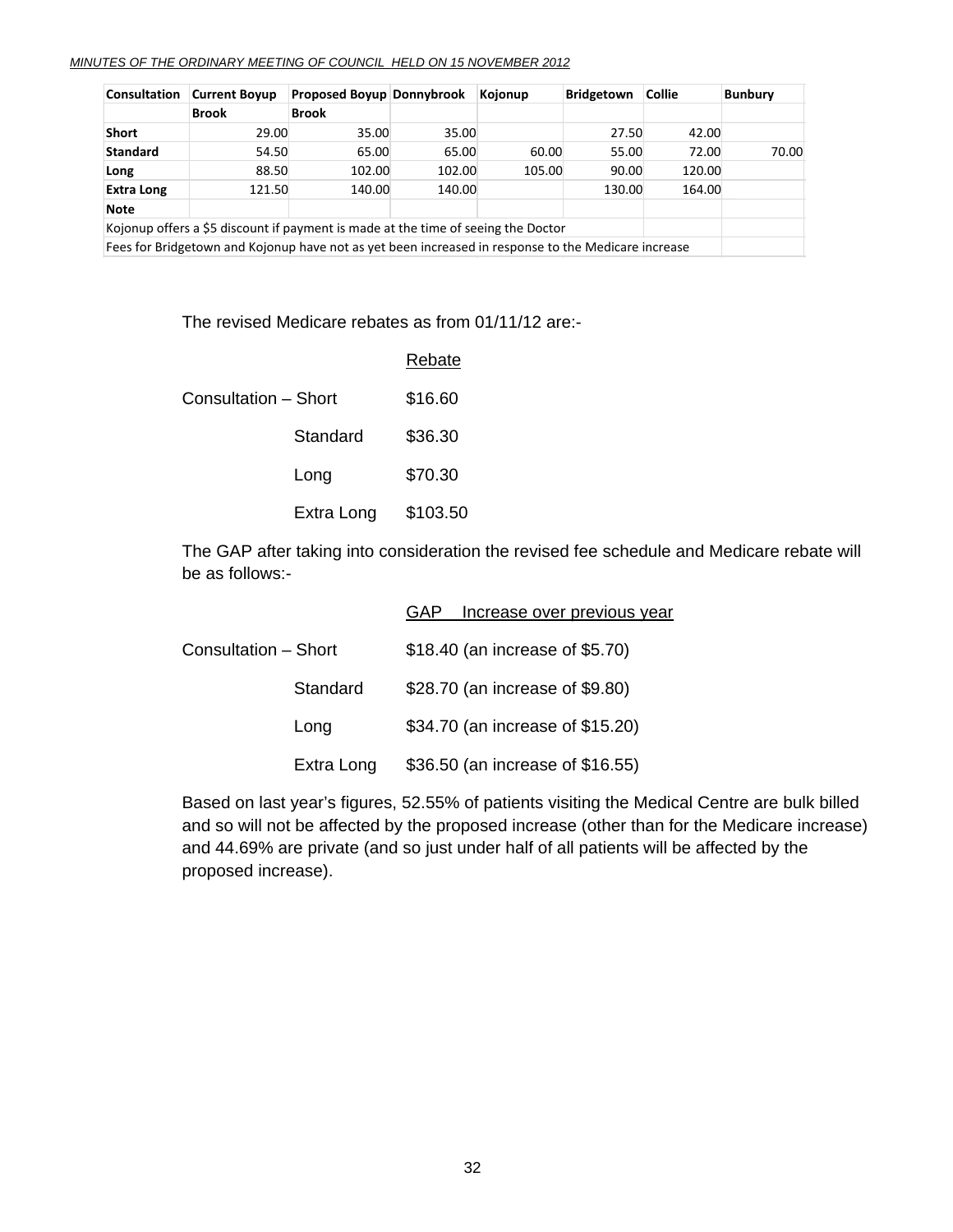| Consultation | Current Boyup Brook | Proposed Boyup Brook | Donnybrook | Kojonup | Bridgetown | Collie | Bunbury |
|---|---|---|---|---|---|---|---|
| **Short** | 29.00 | 35.00 | 35.00 | | 27.50 | 42.00 | |
| **Standard** | 54.50 | 65.00 | 65.00 | 60.00 | 55.00 | 72.00 | 70.00 |
| **Long** | 88.50 | 102.00 | 102.00 | 105.00 | 90.00 | 120.00 | |
| **Extra Long** | 121.50 | 140.00 | 140.00 | | 130.00 | 164.00 | |
| **Note** | | | | | | | |
| Kojonup offers a $5 discount if payment is made at the time of seeing the Doctor | | | | | | | |
| Fees for Bridgetown and Kojonup have not as yet been increased in response to the Medicare increase | | | | | | | |

The revised Medicare rebates as from 01/11/12 are:-

| | | Rebate |
|---|---|---|
| Consultation – Short | | $16.60 |
| | Standard | $36.30 |
| | Long | $70.30 |
| | Extra Long | $103.50 |

The GAP after taking into consideration the revised fee schedule and Medicare rebate will be as follows:-

| | | GAP Increase over previous year |
|---|---|---|
| Consultation – Short | | $18.40 (an increase of $5.70) |
| | Standard | $28.70 (an increase of $9.80) |
| | Long | $34.70 (an increase of $15.20) |
| | Extra Long | $36.50 (an increase of $16.55) |

Based on last year's figures, 52.55% of patients visiting the Medical Centre are bulk billed and so will not be affected by the proposed increase (other than for the Medicare increase) and 44.69% are private (and so just under half of all patients will be affected by the proposed increase).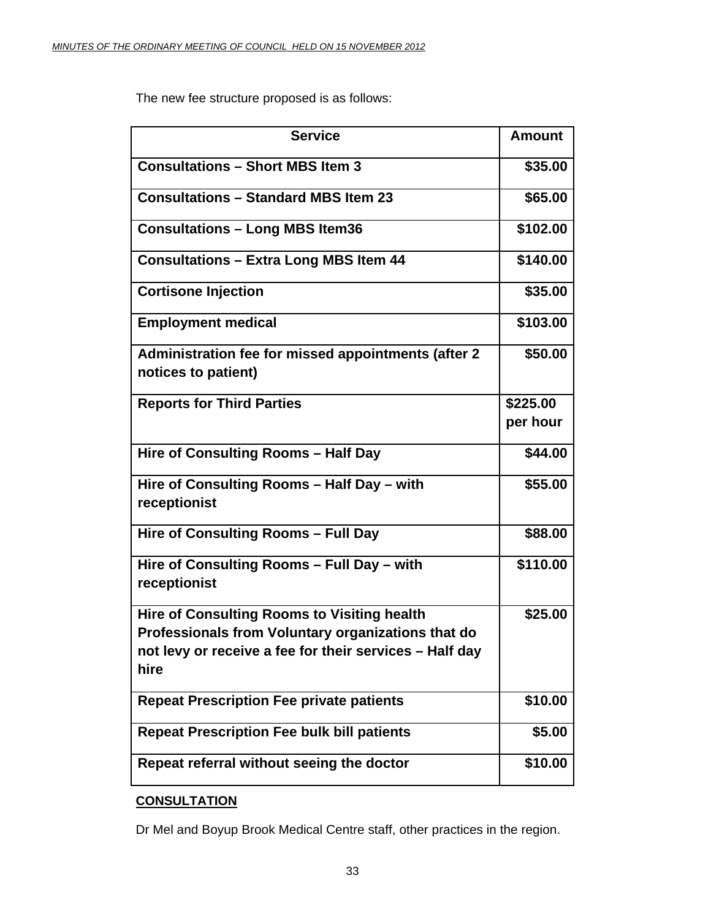The new fee structure proposed is as follows:

| Service | Amount |
|---|---|
| **Consultations – Short MBS Item 3** | **$35.00** |
| **Consultations – Standard MBS Item 23** | **$65.00** |
| **Consultations – Long MBS Item36** | **$102.00** |
| **Consultations – Extra Long MBS Item 44** | **$140.00** |
| **Cortisone Injection** | **$35.00** |
| **Employment medical** | **$103.00** |
| **Administration fee for missed appointments (after 2 notices to patient)** | **$50.00** |
| **Reports for Third Parties** | **$225.00 per hour** |
| **Hire of Consulting Rooms – Half Day** | **$44.00** |
| **Hire of Consulting Rooms – Half Day – with receptionist** | **$55.00** |
| **Hire of Consulting Rooms – Full Day** | **$88.00** |
| **Hire of Consulting Rooms – Full Day – with receptionist** | **$110.00** |
| **Hire of Consulting Rooms to Visiting health Professionals from Voluntary organizations that do not levy or receive a fee for their services – Half day hire** | **$25.00** |
| **Repeat Prescription Fee private patients** | **$10.00** |
| **Repeat Prescription Fee bulk bill patients** | **$5.00** |
| **Repeat referral without seeing the doctor** | **$10.00** |

**CONSULTATION**

Dr Mel and Boyup Brook Medical Centre staff, other practices in the region.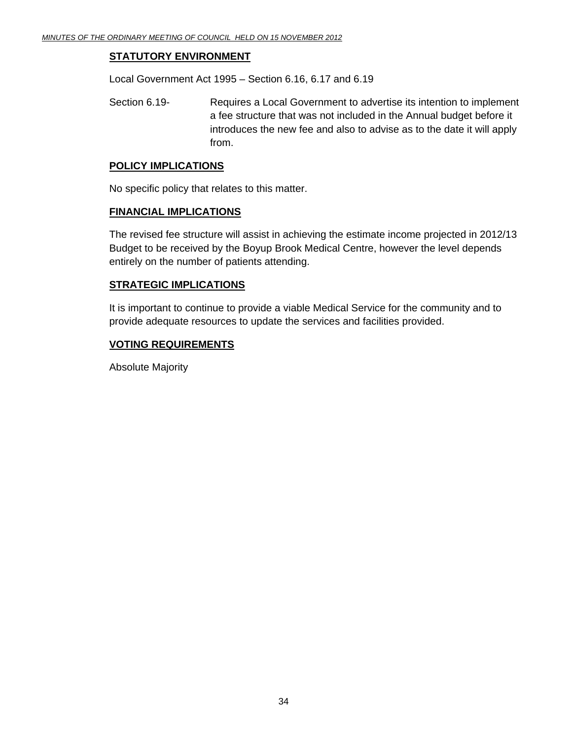## STATUTORY ENVIRONMENT

Local Government Act 1995 – Section 6.16, 6.17 and 6.19

Section 6.19- Requires a Local Government to advertise its intention to implement a fee structure that was not included in the Annual budget before it introduces the new fee and also to advise as to the date it will apply from.

## POLICY IMPLICATIONS

No specific policy that relates to this matter.

## FINANCIAL IMPLICATIONS

The revised fee structure will assist in achieving the estimate income projected in 2012/13 Budget to be received by the Boyup Brook Medical Centre, however the level depends entirely on the number of patients attending.

## STRATEGIC IMPLICATIONS

It is important to continue to provide a viable Medical Service for the community and to provide adequate resources to update the services and facilities provided.

## VOTING REQUIREMENTS

Absolute Majority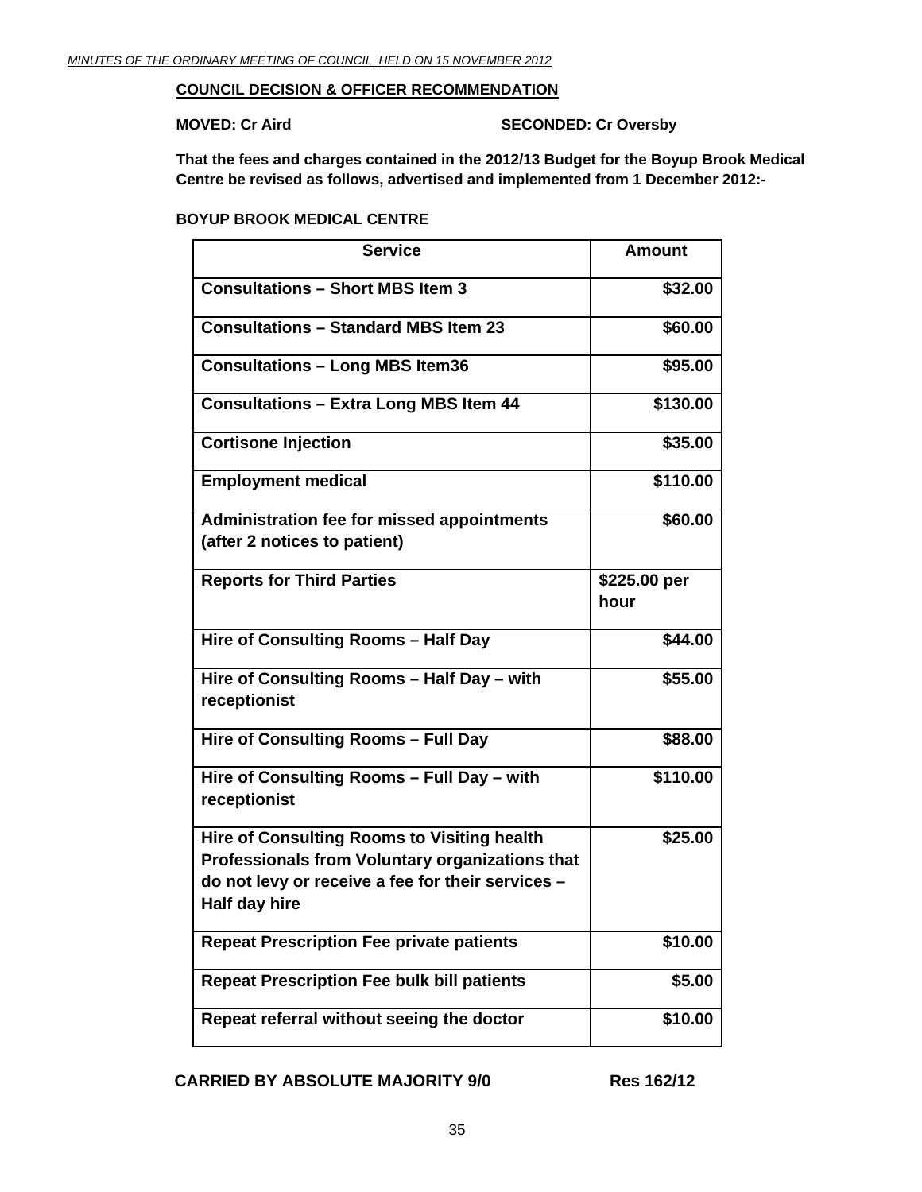**COUNCIL DECISION & OFFICER RECOMMENDATION**

**MOVED: Cr Aird** **SECONDED: Cr Oversby**

**That the fees and charges contained in the 2012/13 Budget for the Boyup Brook Medical Centre be revised as follows, advertised and implemented from 1 December 2012:-**

**BOYUP BROOK MEDICAL CENTRE**

| Service | Amount |
|---|---|
| Consultations – Short MBS Item 3 | $32.00 |
| Consultations – Standard MBS Item 23 | $60.00 |
| Consultations – Long MBS Item36 | $95.00 |
| Consultations – Extra Long MBS Item 44 | $130.00 |
| Cortisone Injection | $35.00 |
| Employment medical | $110.00 |
| Administration fee for missed appointments (after 2 notices to patient) | $60.00 |
| Reports for Third Parties | $225.00 per hour |
| Hire of Consulting Rooms – Half Day | $44.00 |
| Hire of Consulting Rooms – Half Day – with receptionist | $55.00 |
| Hire of Consulting Rooms – Full Day | $88.00 |
| Hire of Consulting Rooms – Full Day – with receptionist | $110.00 |
| Hire of Consulting Rooms to Visiting health Professionals from Voluntary organizations that do not levy or receive a fee for their services – Half day hire | $25.00 |
| Repeat Prescription Fee private patients | $10.00 |
| Repeat Prescription Fee bulk bill patients | $5.00 |
| Repeat referral without seeing the doctor | $10.00 |

**CARRIED BY ABSOLUTE MAJORITY 9/0** **Res 162/12**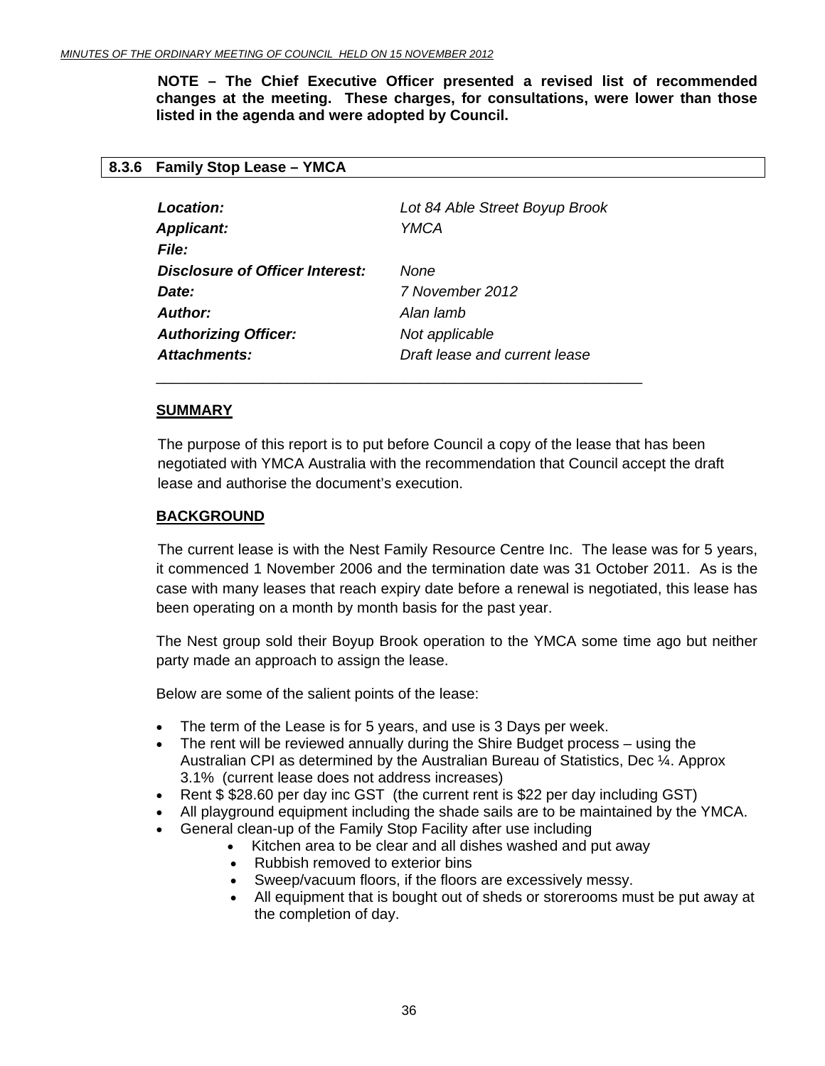**NOTE – The Chief Executive Officer presented a revised list of recommended changes at the meeting. These charges, for consultations, were lower than those listed in the agenda and were adopted by Council.**

## 8.3.6 Family Stop Lease – YMCA

| | |
|---|---|
| ***Location:*** | *Lot 84 Able Street Boyup Brook* |
| ***Applicant:*** | *YMCA* |
| ***File:*** | |
| ***Disclosure of Officer Interest:*** | *None* |
| ***Date:*** | *7 November 2012* |
| ***Author:*** | *Alan lamb* |
| ***Authorizing Officer:*** | *Not applicable* |
| ***Attachments:*** | *Draft lease and current lease* |

### SUMMARY

The purpose of this report is to put before Council a copy of the lease that has been negotiated with YMCA Australia with the recommendation that Council accept the draft lease and authorise the document's execution.

### BACKGROUND

The current lease is with the Nest Family Resource Centre Inc. The lease was for 5 years, it commenced 1 November 2006 and the termination date was 31 October 2011. As is the case with many leases that reach expiry date before a renewal is negotiated, this lease has been operating on a month by month basis for the past year.

The Nest group sold their Boyup Brook operation to the YMCA some time ago but neither party made an approach to assign the lease.

Below are some of the salient points of the lease:

- The term of the Lease is for 5 years, and use is 3 Days per week.
- The rent will be reviewed annually during the Shire Budget process – using the Australian CPI as determined by the Australian Bureau of Statistics, Dec ¼. Approx 3.1% (current lease does not address increases)
- Rent $ $28.60 per day inc GST (the current rent is $22 per day including GST)
- All playground equipment including the shade sails are to be maintained by the YMCA.
- General clean-up of the Family Stop Facility after use including
  - Kitchen area to be clear and all dishes washed and put away
  - Rubbish removed to exterior bins
  - Sweep/vacuum floors, if the floors are excessively messy.
  - All equipment that is bought out of sheds or storerooms must be put away at the completion of day.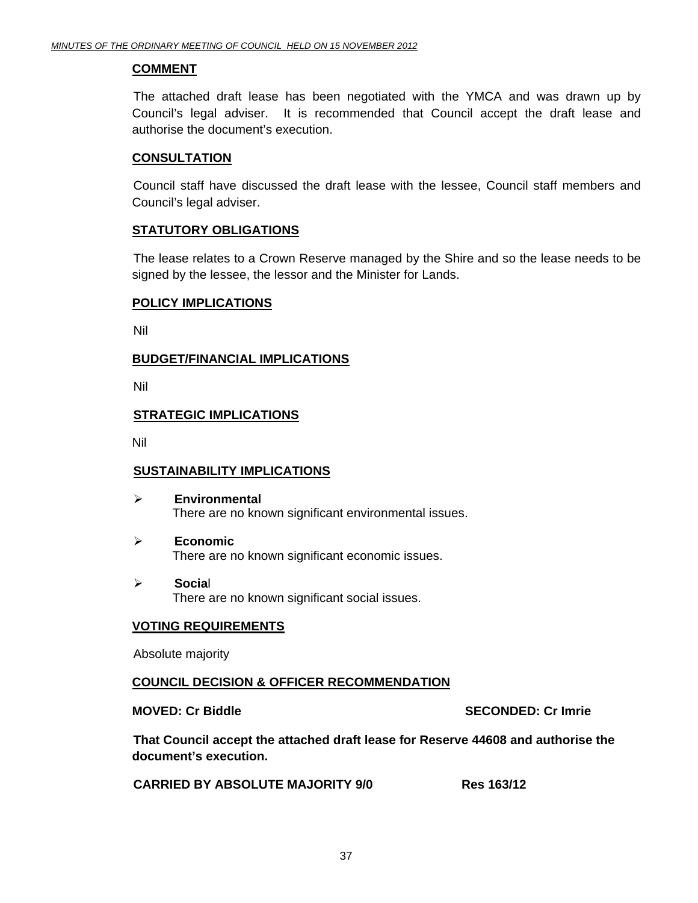## COMMENT

The attached draft lease has been negotiated with the YMCA and was drawn up by Council's legal adviser. It is recommended that Council accept the draft lease and authorise the document's execution.

## CONSULTATION

Council staff have discussed the draft lease with the lessee, Council staff members and Council's legal adviser.

## STATUTORY OBLIGATIONS

The lease relates to a Crown Reserve managed by the Shire and so the lease needs to be signed by the lessee, the lessor and the Minister for Lands.

## POLICY IMPLICATIONS

Nil

## BUDGET/FINANCIAL IMPLICATIONS

Nil

## STRATEGIC IMPLICATIONS

Nil

## SUSTAINABILITY IMPLICATIONS

- **Environmental**
  There are no known significant environmental issues.

- **Economic**
  There are no known significant economic issues.

- **Social**
  There are no known significant social issues.

## VOTING REQUIREMENTS

Absolute majority

## COUNCIL DECISION & OFFICER RECOMMENDATION

**MOVED: Cr Biddle** **SECONDED: Cr Imrie**

**That Council accept the attached draft lease for Reserve 44608 and authorise the document's execution.**

**CARRIED BY ABSOLUTE MAJORITY 9/0** **Res 163/12**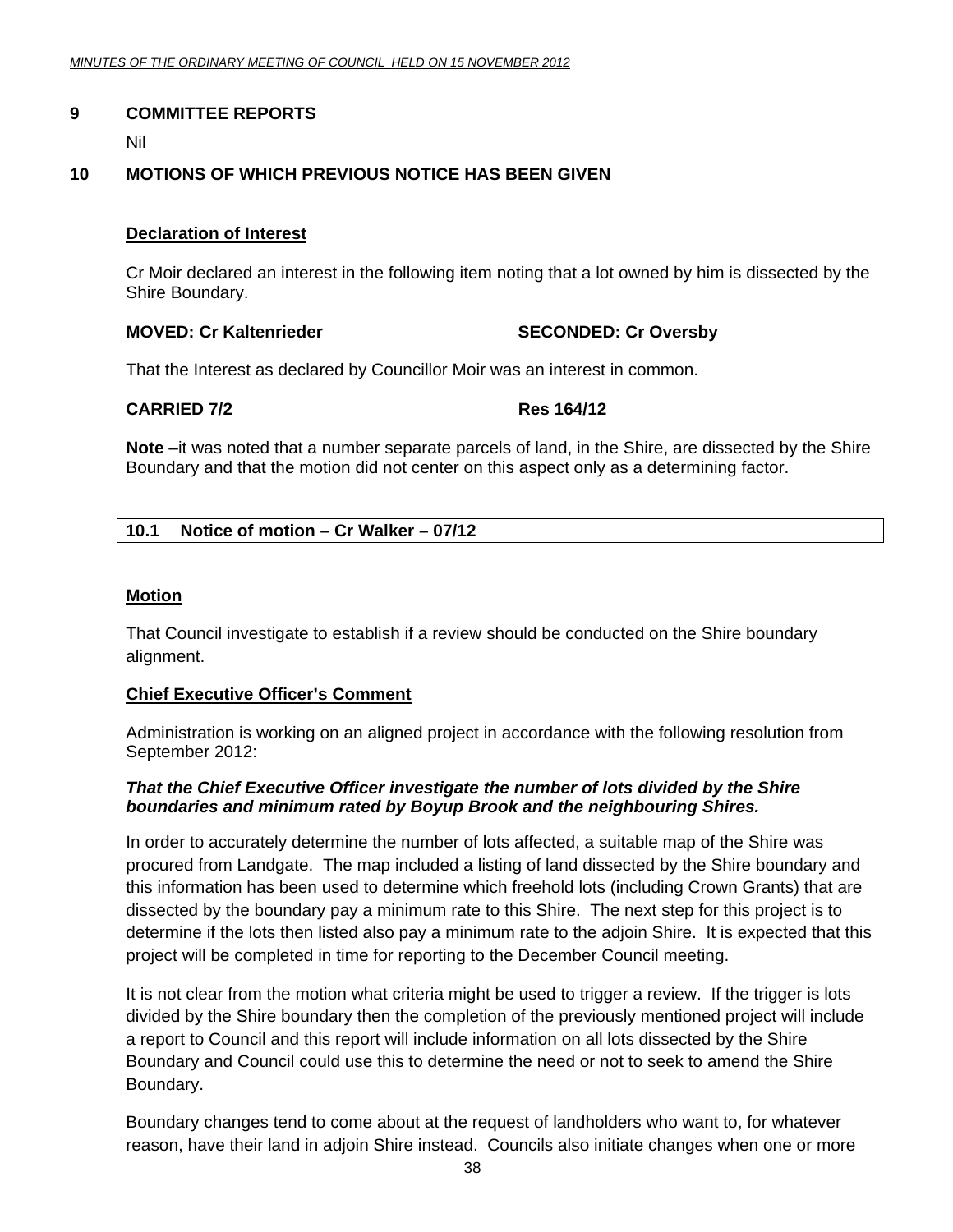## 9 COMMITTEE REPORTS

Nil

## 10 MOTIONS OF WHICH PREVIOUS NOTICE HAS BEEN GIVEN

**Declaration of Interest**

Cr Moir declared an interest in the following item noting that a lot owned by him is dissected by the Shire Boundary.

**MOVED: Cr Kaltenrieder SECONDED: Cr Oversby**

That the Interest as declared by Councillor Moir was an interest in common.

**CARRIED 7/2 Res 164/12**

**Note** –it was noted that a number separate parcels of land, in the Shire, are dissected by the Shire Boundary and that the motion did not center on this aspect only as a determining factor.

### 10.1 Notice of motion – Cr Walker – 07/12

**Motion**

That Council investigate to establish if a review should be conducted on the Shire boundary alignment.

**Chief Executive Officer's Comment**

Administration is working on an aligned project in accordance with the following resolution from September 2012:

***That the Chief Executive Officer investigate the number of lots divided by the Shire boundaries and minimum rated by Boyup Brook and the neighbouring Shires.***

In order to accurately determine the number of lots affected, a suitable map of the Shire was procured from Landgate. The map included a listing of land dissected by the Shire boundary and this information has been used to determine which freehold lots (including Crown Grants) that are dissected by the boundary pay a minimum rate to this Shire. The next step for this project is to determine if the lots then listed also pay a minimum rate to the adjoin Shire. It is expected that this project will be completed in time for reporting to the December Council meeting.

It is not clear from the motion what criteria might be used to trigger a review. If the trigger is lots divided by the Shire boundary then the completion of the previously mentioned project will include a report to Council and this report will include information on all lots dissected by the Shire Boundary and Council could use this to determine the need or not to seek to amend the Shire Boundary.

Boundary changes tend to come about at the request of landholders who want to, for whatever reason, have their land in adjoin Shire instead. Councils also initiate changes when one or more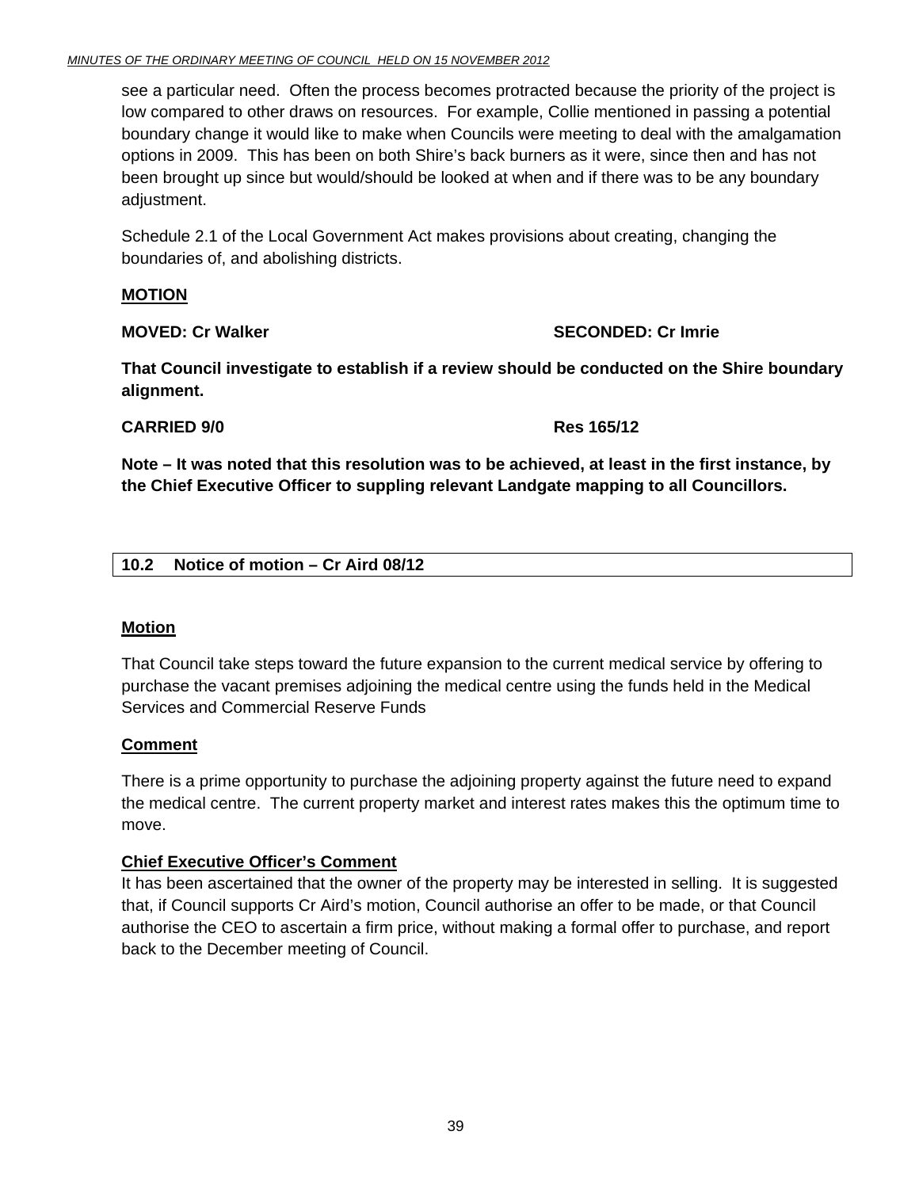see a particular need. Often the process becomes protracted because the priority of the project is low compared to other draws on resources. For example, Collie mentioned in passing a potential boundary change it would like to make when Councils were meeting to deal with the amalgamation options in 2009. This has been on both Shire's back burners as it were, since then and has not been brought up since but would/should be looked at when and if there was to be any boundary adjustment.

Schedule 2.1 of the Local Government Act makes provisions about creating, changing the boundaries of, and abolishing districts.

**MOTION**

**MOVED: Cr Walker** **SECONDED: Cr Imrie**

**That Council investigate to establish if a review should be conducted on the Shire boundary alignment.**

**CARRIED 9/0** **Res 165/12**

**Note – It was noted that this resolution was to be achieved, at least in the first instance, by the Chief Executive Officer to suppling relevant Landgate mapping to all Councillors.**

## 10.2 Notice of motion – Cr Aird 08/12

**Motion**

That Council take steps toward the future expansion to the current medical service by offering to purchase the vacant premises adjoining the medical centre using the funds held in the Medical Services and Commercial Reserve Funds

**Comment**

There is a prime opportunity to purchase the adjoining property against the future need to expand the medical centre. The current property market and interest rates makes this the optimum time to move.

**Chief Executive Officer's Comment**

It has been ascertained that the owner of the property may be interested in selling. It is suggested that, if Council supports Cr Aird's motion, Council authorise an offer to be made, or that Council authorise the CEO to ascertain a firm price, without making a formal offer to purchase, and report back to the December meeting of Council.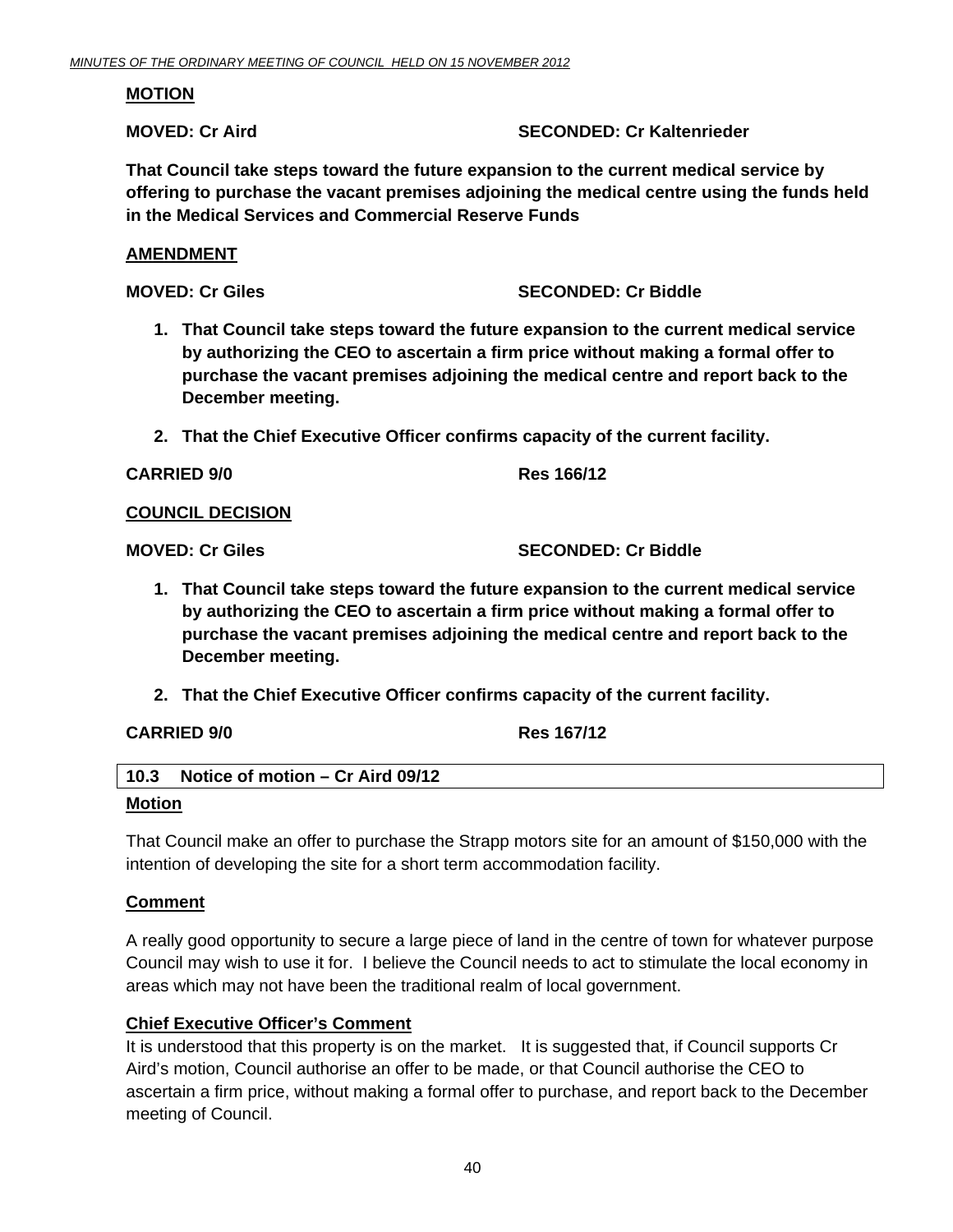**MOTION**

**MOVED: Cr Aird SECONDED: Cr Kaltenrieder**

**That Council take steps toward the future expansion to the current medical service by offering to purchase the vacant premises adjoining the medical centre using the funds held in the Medical Services and Commercial Reserve Funds**

**AMENDMENT**

**MOVED: Cr Giles SECONDED: Cr Biddle**

1. **That Council take steps toward the future expansion to the current medical service by authorizing the CEO to ascertain a firm price without making a formal offer to purchase the vacant premises adjoining the medical centre and report back to the December meeting.**
2. **That the Chief Executive Officer confirms capacity of the current facility.**

**CARRIED 9/0 Res 166/12**

**COUNCIL DECISION**

**MOVED: Cr Giles SECONDED: Cr Biddle**

1. **That Council take steps toward the future expansion to the current medical service by authorizing the CEO to ascertain a firm price without making a formal offer to purchase the vacant premises adjoining the medical centre and report back to the December meeting.**
2. **That the Chief Executive Officer confirms capacity of the current facility.**

**CARRIED 9/0 Res 167/12**

## 10.3 Notice of motion – Cr Aird 09/12

**Motion**

That Council make an offer to purchase the Strapp motors site for an amount of $150,000 with the intention of developing the site for a short term accommodation facility.

**Comment**

A really good opportunity to secure a large piece of land in the centre of town for whatever purpose Council may wish to use it for. I believe the Council needs to act to stimulate the local economy in areas which may not have been the traditional realm of local government.

**Chief Executive Officer's Comment**

It is understood that this property is on the market. It is suggested that, if Council supports Cr Aird's motion, Council authorise an offer to be made, or that Council authorise the CEO to ascertain a firm price, without making a formal offer to purchase, and report back to the December meeting of Council.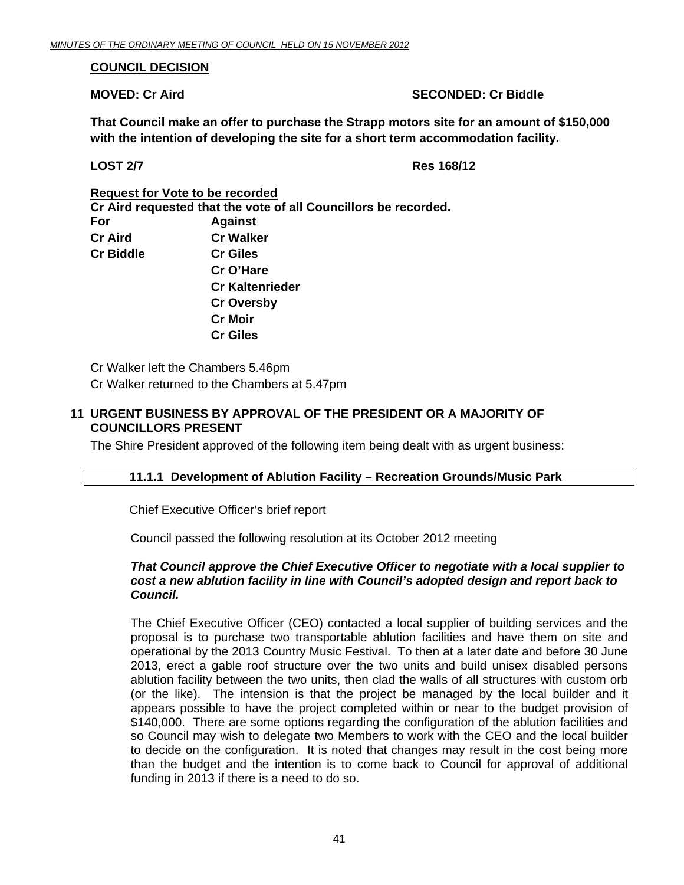**COUNCIL DECISION**

**MOVED: Cr Aird SECONDED: Cr Biddle**

**That Council make an offer to purchase the Strapp motors site for an amount of $150,000 with the intention of developing the site for a short term accommodation facility.**

**LOST 2/7 Res 168/12**

**Request for Vote to be recorded**
**Cr Aird requested that the vote of all Councillors be recorded.**

| For | Against |
|---|---|
| Cr Aird | Cr Walker |
| Cr Biddle | Cr Giles |
| | Cr O'Hare |
| | Cr Kaltenrieder |
| | Cr Oversby |
| | Cr Moir |
| | Cr Giles |

Cr Walker left the Chambers 5.46pm
Cr Walker returned to the Chambers at 5.47pm

## 11 URGENT BUSINESS BY APPROVAL OF THE PRESIDENT OR A MAJORITY OF COUNCILLORS PRESENT

The Shire President approved of the following item being dealt with as urgent business:

### 11.1.1 Development of Ablution Facility – Recreation Grounds/Music Park

Chief Executive Officer's brief report

Council passed the following resolution at its October 2012 meeting

***That Council approve the Chief Executive Officer to negotiate with a local supplier to cost a new ablution facility in line with Council's adopted design and report back to Council.***

The Chief Executive Officer (CEO) contacted a local supplier of building services and the proposal is to purchase two transportable ablution facilities and have them on site and operational by the 2013 Country Music Festival. To then at a later date and before 30 June 2013, erect a gable roof structure over the two units and build unisex disabled persons ablution facility between the two units, then clad the walls of all structures with custom orb (or the like). The intension is that the project be managed by the local builder and it appears possible to have the project completed within or near to the budget provision of $140,000. There are some options regarding the configuration of the ablution facilities and so Council may wish to delegate two Members to work with the CEO and the local builder to decide on the configuration. It is noted that changes may result in the cost being more than the budget and the intention is to come back to Council for approval of additional funding in 2013 if there is a need to do so.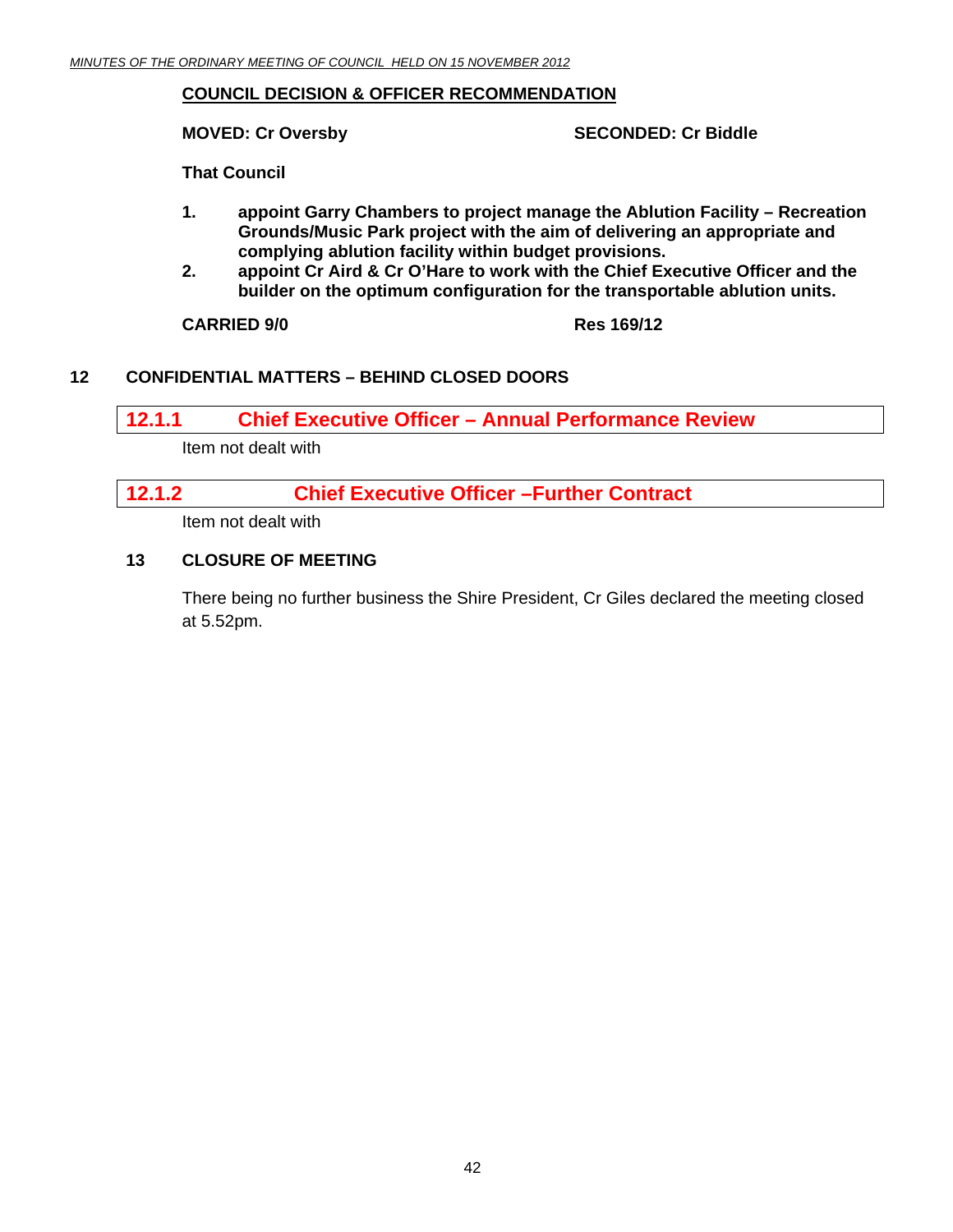**COUNCIL DECISION & OFFICER RECOMMENDATION**

**MOVED: Cr Oversby** **SECONDED: Cr Biddle**

**That Council**

1. **appoint Garry Chambers to project manage the Ablution Facility – Recreation Grounds/Music Park project with the aim of delivering an appropriate and complying ablution facility within budget provisions.**
2. **appoint Cr Aird & Cr O'Hare to work with the Chief Executive Officer and the builder on the optimum configuration for the transportable ablution units.**

**CARRIED 9/0** **Res 169/12**

## 12 CONFIDENTIAL MATTERS – BEHIND CLOSED DOORS

### 12.1.1 Chief Executive Officer – Annual Performance Review

Item not dealt with

### 12.1.2 Chief Executive Officer –Further Contract

Item not dealt with

## 13 CLOSURE OF MEETING

There being no further business the Shire President, Cr Giles declared the meeting closed at 5.52pm.